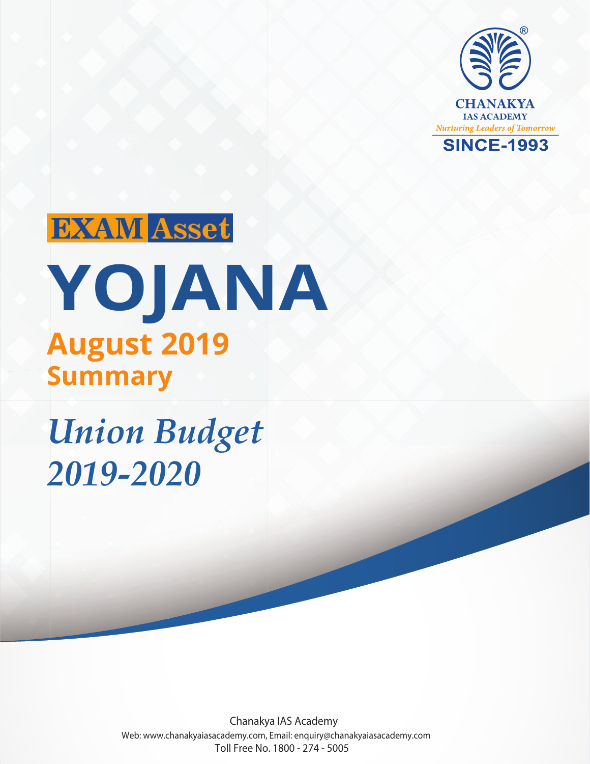CHANAKYA
IAS ACADEMY
*Nurturing Leaders of Tomorrow*
SINCE-1993

**EXAM Asset**

# YOJANA

## August 2019
## Summary

# *Union Budget 2019-2020*

Chanakya IAS Academy
Web: www.chanakyaiasacademy.com, Email: enquiry@chanakyaiasacademy.com
Toll Free No. 1800 - 274 - 5005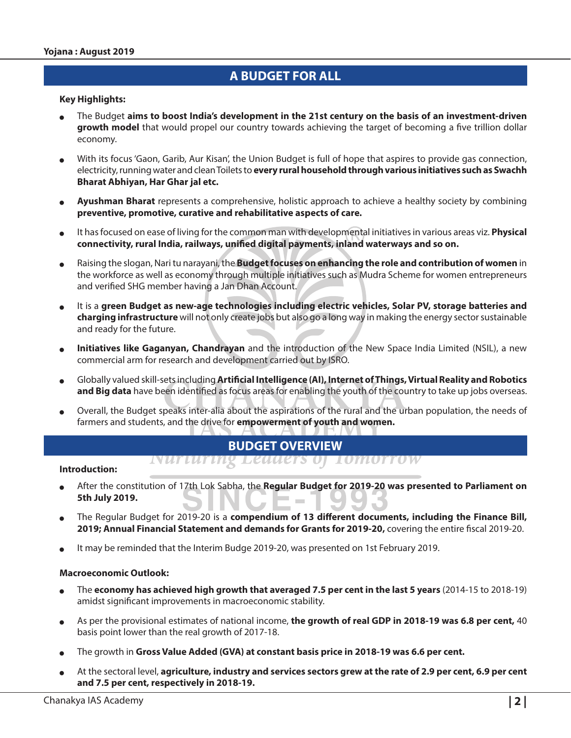## A BUDGET FOR ALL

**Key Highlights:**

- The Budget **aims to boost India's development in the 21st century on the basis of an investment-driven growth model** that would propel our country towards achieving the target of becoming a five trillion dollar economy.
- With its focus 'Gaon, Garib, Aur Kisan', the Union Budget is full of hope that aspires to provide gas connection, electricity, running water and clean Toilets to **every rural household through various initiatives such as Swachh Bharat Abhiyan, Har Ghar jal etc.**
- **Ayushman Bharat** represents a comprehensive, holistic approach to achieve a healthy society by combining **preventive, promotive, curative and rehabilitative aspects of care.**
- It has focused on ease of living for the common man with developmental initiatives in various areas viz. **Physical connectivity, rural India, railways, unified digital payments, inland waterways and so on.**
- Raising the slogan, Nari tu narayani, the **Budget focuses on enhancing the role and contribution of women** in the workforce as well as economy through multiple initiatives such as Mudra Scheme for women entrepreneurs and verified SHG member having a Jan Dhan Account.
- It is a **green Budget as new-age technologies including electric vehicles, Solar PV, storage batteries and charging infrastructure** will not only create jobs but also go a long way in making the energy sector sustainable and ready for the future.
- **Initiatives like Gaganyan, Chandrayan** and the introduction of the New Space India Limited (NSIL), a new commercial arm for research and development carried out by ISRO.
- Globally valued skill-sets including **Artificial Intelligence (AI), Internet of Things, Virtual Reality and Robotics and Big data** have been identified as focus areas for enabling the youth of the country to take up jobs overseas.
- Overall, the Budget speaks inter-alia about the aspirations of the rural and the urban population, the needs of farmers and students, and the drive for **empowerment of youth and women.**

## BUDGET OVERVIEW

**Introduction:**

- After the constitution of 17th Lok Sabha, the **Regular Budget for 2019-20 was presented to Parliament on 5th July 2019.**
- The Regular Budget for 2019-20 is a **compendium of 13 different documents, including the Finance Bill, 2019; Annual Financial Statement and demands for Grants for 2019-20,** covering the entire fiscal 2019-20.
- It may be reminded that the Interim Budge 2019-20, was presented on 1st February 2019.

**Macroeconomic Outlook:**

- The **economy has achieved high growth that averaged 7.5 per cent in the last 5 years** (2014-15 to 2018-19) amidst significant improvements in macroeconomic stability.
- As per the provisional estimates of national income, **the growth of real GDP in 2018-19 was 6.8 per cent,** 40 basis point lower than the real growth of 2017-18.
- The growth in **Gross Value Added (GVA) at constant basis price in 2018-19 was 6.6 per cent.**
- At the sectoral level, **agriculture, industry and services sectors grew at the rate of 2.9 per cent, 6.9 per cent and 7.5 per cent, respectively in 2018-19.**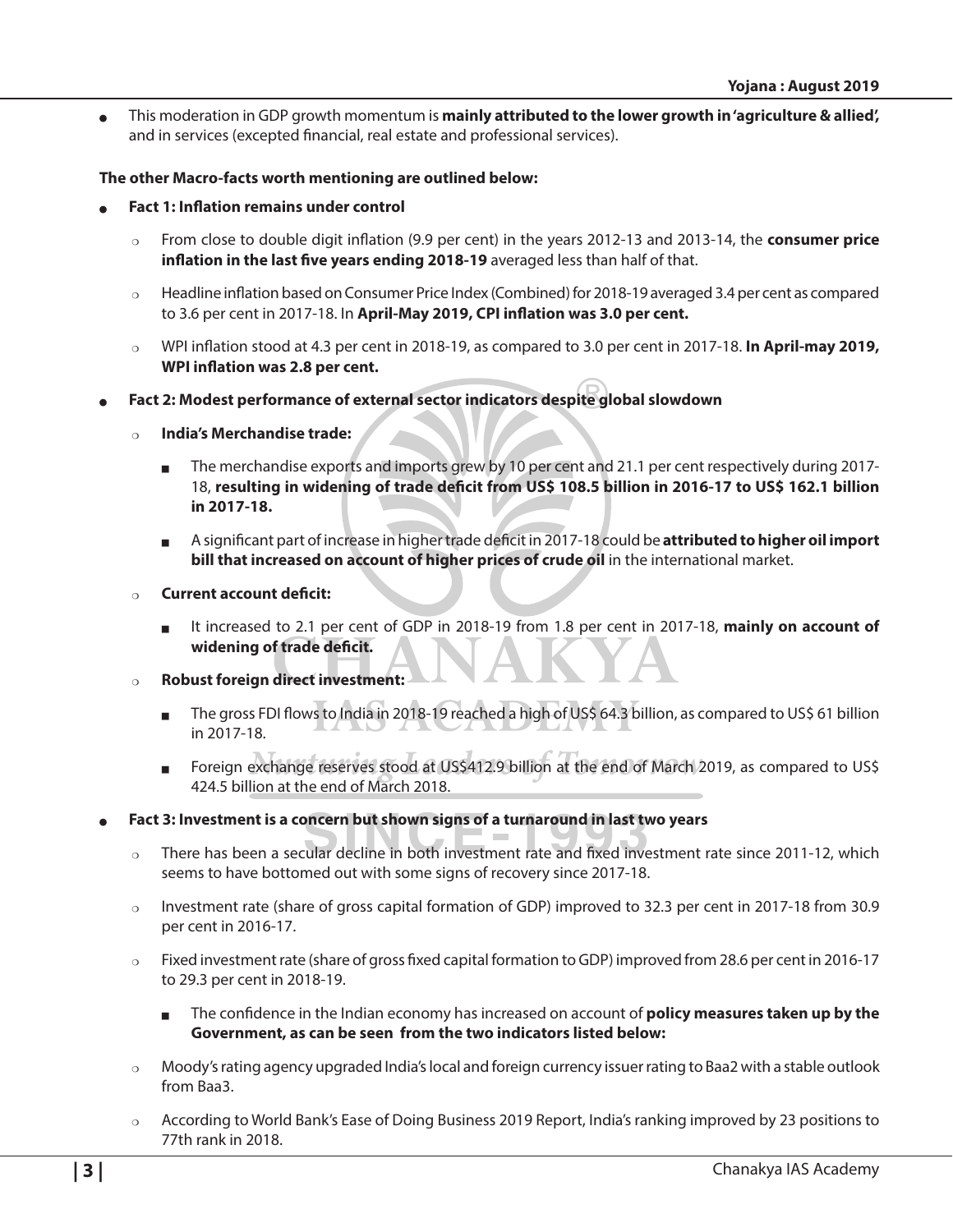- This moderation in GDP growth momentum is **mainly attributed to the lower growth in 'agriculture & allied',** and in services (excepted financial, real estate and professional services).

**The other Macro-facts worth mentioning are outlined below:**

- **Fact 1: Inflation remains under control**
  - From close to double digit inflation (9.9 per cent) in the years 2012-13 and 2013-14, the **consumer price inflation in the last five years ending 2018-19** averaged less than half of that.
  - Headline inflation based on Consumer Price Index (Combined) for 2018-19 averaged 3.4 per cent as compared to 3.6 per cent in 2017-18. In **April-May 2019, CPI inflation was 3.0 per cent.**
  - WPI inflation stood at 4.3 per cent in 2018-19, as compared to 3.0 per cent in 2017-18. **In April-may 2019, WPI inflation was 2.8 per cent.**
- **Fact 2: Modest performance of external sector indicators despite global slowdown**
  - **India's Merchandise trade:**
    - The merchandise exports and imports grew by 10 per cent and 21.1 per cent respectively during 2017-18, **resulting in widening of trade deficit from US$ 108.5 billion in 2016-17 to US$ 162.1 billion in 2017-18.**
    - A significant part of increase in higher trade deficit in 2017-18 could be **attributed to higher oil import bill that increased on account of higher prices of crude oil** in the international market.
  - **Current account deficit:**
    - It increased to 2.1 per cent of GDP in 2018-19 from 1.8 per cent in 2017-18, **mainly on account of widening of trade deficit.**
  - **Robust foreign direct investment:**
    - The gross FDI flows to India in 2018-19 reached a high of US$ 64.3 billion, as compared to US$ 61 billion in 2017-18.
    - Foreign exchange reserves stood at US$412.9 billion at the end of March 2019, as compared to US$ 424.5 billion at the end of March 2018.
- **Fact 3: Investment is a concern but shown signs of a turnaround in last two years**
  - There has been a secular decline in both investment rate and fixed investment rate since 2011-12, which seems to have bottomed out with some signs of recovery since 2017-18.
  - Investment rate (share of gross capital formation of GDP) improved to 32.3 per cent in 2017-18 from 30.9 per cent in 2016-17.
  - Fixed investment rate (share of gross fixed capital formation to GDP) improved from 28.6 per cent in 2016-17 to 29.3 per cent in 2018-19.
    - The confidence in the Indian economy has increased on account of **policy measures taken up by the Government, as can be seen from the two indicators listed below:**
  - Moody's rating agency upgraded India's local and foreign currency issuer rating to Baa2 with a stable outlook from Baa3.
  - According to World Bank's Ease of Doing Business 2019 Report, India's ranking improved by 23 positions to 77th rank in 2018.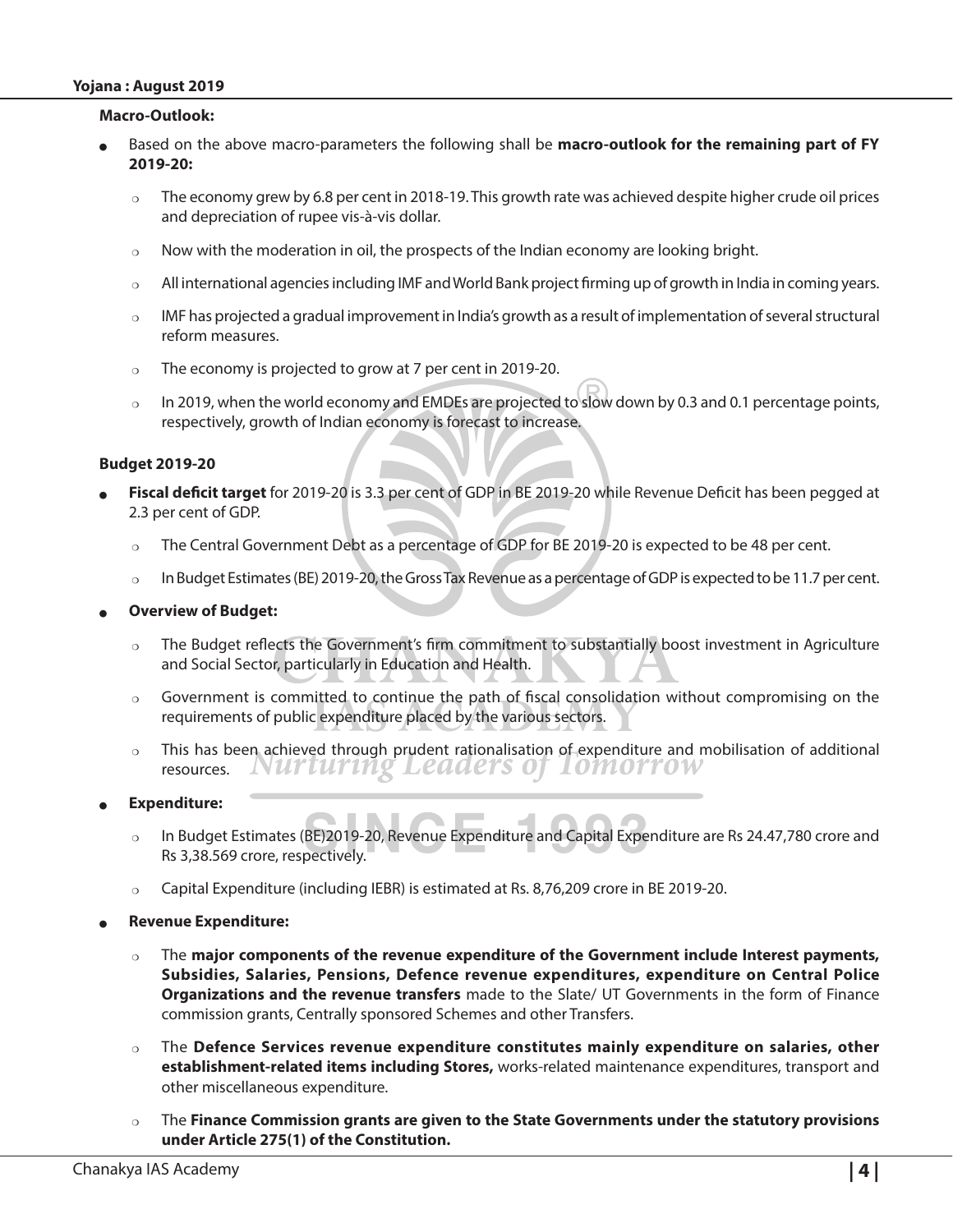**Macro-Outlook:**

- Based on the above macro-parameters the following shall be **macro-outlook for the remaining part of FY 2019-20:**
  - The economy grew by 6.8 per cent in 2018-19. This growth rate was achieved despite higher crude oil prices and depreciation of rupee vis-à-vis dollar.
  - Now with the moderation in oil, the prospects of the Indian economy are looking bright.
  - All international agencies including IMF and World Bank project firming up of growth in India in coming years.
  - IMF has projected a gradual improvement in India's growth as a result of implementation of several structural reform measures.
  - The economy is projected to grow at 7 per cent in 2019-20.
  - In 2019, when the world economy and EMDEs are projected to slow down by 0.3 and 0.1 percentage points, respectively, growth of Indian economy is forecast to increase.

**Budget 2019-20**

- **Fiscal deficit target** for 2019-20 is 3.3 per cent of GDP in BE 2019-20 while Revenue Deficit has been pegged at 2.3 per cent of GDP.
  - The Central Government Debt as a percentage of GDP for BE 2019-20 is expected to be 48 per cent.
  - In Budget Estimates (BE) 2019-20, the Gross Tax Revenue as a percentage of GDP is expected to be 11.7 per cent.
- **Overview of Budget:**
  - The Budget reflects the Government's firm commitment to substantially boost investment in Agriculture and Social Sector, particularly in Education and Health.
  - Government is committed to continue the path of fiscal consolidation without compromising on the requirements of public expenditure placed by the various sectors.
  - This has been achieved through prudent rationalisation of expenditure and mobilisation of additional resources.
- **Expenditure:**
  - In Budget Estimates (BE)2019-20, Revenue Expenditure and Capital Expenditure are Rs 24.47,780 crore and Rs 3,38.569 crore, respectively.
  - Capital Expenditure (including IEBR) is estimated at Rs. 8,76,209 crore in BE 2019-20.
- **Revenue Expenditure:**
  - The **major components of the revenue expenditure of the Government include Interest payments, Subsidies, Salaries, Pensions, Defence revenue expenditures, expenditure on Central Police Organizations and the revenue transfers** made to the Slate/ UT Governments in the form of Finance commission grants, Centrally sponsored Schemes and other Transfers.
  - The **Defence Services revenue expenditure constitutes mainly expenditure on salaries, other establishment-related items including Stores,** works-related maintenance expenditures, transport and other miscellaneous expenditure.
  - The **Finance Commission grants are given to the State Governments under the statutory provisions under Article 275(1) of the Constitution.**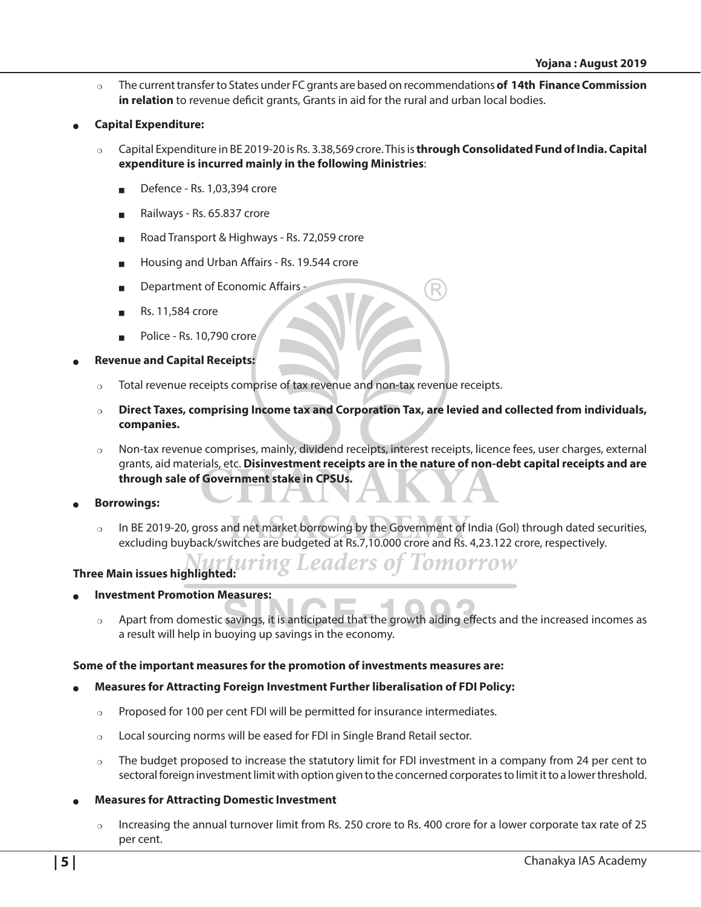- The current transfer to States under FC grants are based on recommendations **of 14th Finance Commission in relation** to revenue deficit grants, Grants in aid for the rural and urban local bodies.

- **Capital Expenditure:**
  - Capital Expenditure in BE 2019-20 is Rs. 3.38,569 crore. This is **through Consolidated Fund of India. Capital expenditure is incurred mainly in the following Ministries**:
    - Defence - Rs. 1,03,394 crore
    - Railways - Rs. 65.837 crore
    - Road Transport & Highways - Rs. 72,059 crore
    - Housing and Urban Affairs - Rs. 19.544 crore
    - Department of Economic Affairs -
    - Rs. 11,584 crore
    - Police - Rs. 10,790 crore

- **Revenue and Capital Receipts:**
  - Total revenue receipts comprise of tax revenue and non-tax revenue receipts.
  - **Direct Taxes, comprising Income tax and Corporation Tax, are levied and collected from individuals, companies.**
  - Non-tax revenue comprises, mainly, dividend receipts, interest receipts, licence fees, user charges, external grants, aid materials, etc. **Disinvestment receipts are in the nature of non-debt capital receipts and are through sale of Government stake in CPSUs.**

- **Borrowings:**
  - In BE 2019-20, gross and net market borrowing by the Government of India (GoI) through dated securities, excluding buyback/switches are budgeted at Rs.7,10.000 crore and Rs. 4,23.122 crore, respectively.

**Three Main issues highlighted:**

- **Investment Promotion Measures:**
  - Apart from domestic savings, it is anticipated that the growth aiding effects and the increased incomes as a result will help in buoying up savings in the economy.

**Some of the important measures for the promotion of investments measures are:**

- **Measures for Attracting Foreign Investment Further liberalisation of FDI Policy:**
  - Proposed for 100 per cent FDI will be permitted for insurance intermediates.
  - Local sourcing norms will be eased for FDI in Single Brand Retail sector.
  - The budget proposed to increase the statutory limit for FDI investment in a company from 24 per cent to sectoral foreign investment limit with option given to the concerned corporates to limit it to a lower threshold.

- **Measures for Attracting Domestic Investment**
  - Increasing the annual turnover limit from Rs. 250 crore to Rs. 400 crore for a lower corporate tax rate of 25 per cent.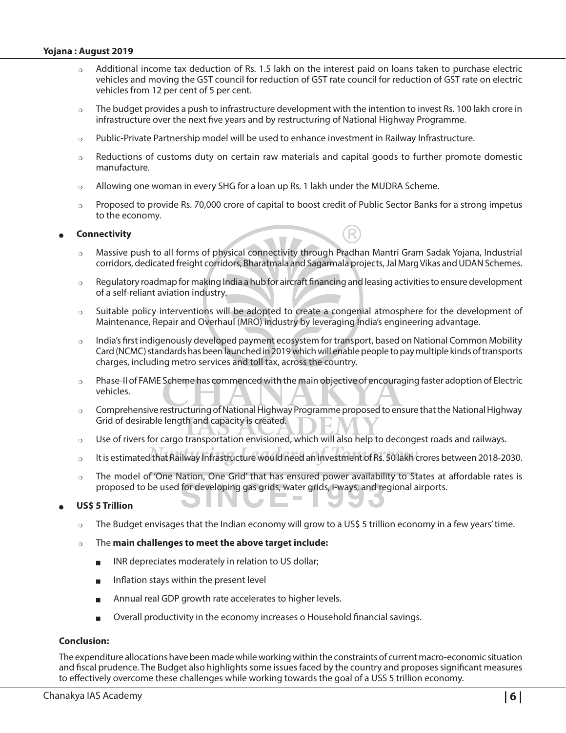- Additional income tax deduction of Rs. 1.5 lakh on the interest paid on loans taken to purchase electric vehicles and moving the GST council for reduction of GST rate council for reduction of GST rate on electric vehicles from 12 per cent of 5 per cent.
- The budget provides a push to infrastructure development with the intention to invest Rs. 100 lakh crore in infrastructure over the next five years and by restructuring of National Highway Programme.
- Public-Private Partnership model will be used to enhance investment in Railway Infrastructure.
- Reductions of customs duty on certain raw materials and capital goods to further promote domestic manufacture.
- Allowing one woman in every SHG for a loan up Rs. 1 lakh under the MUDRA Scheme.
- Proposed to provide Rs. 70,000 crore of capital to boost credit of Public Sector Banks for a strong impetus to the economy.

- **Connectivity**
  - Massive push to all forms of physical connectivity through Pradhan Mantri Gram Sadak Yojana, Industrial corridors, dedicated freight corridors, Bharatmala and Sagarmala projects, Jal Marg Vikas and UDAN Schemes.
  - Regulatory roadmap for making India a hub for aircraft financing and leasing activities to ensure development of a self-reliant aviation industry.
  - Suitable policy interventions will be adopted to create a congenial atmosphere for the development of Maintenance, Repair and Overhaul (MRO) industry by leveraging India's engineering advantage.
  - India's first indigenously developed payment ecosystem for transport, based on National Common Mobility Card (NCMC) standards has been launched in 2019 which will enable people to pay multiple kinds of transports charges, including metro services and toll tax, across the country.
  - Phase-II of FAME Scheme has commenced with the main objective of encouraging faster adoption of Electric vehicles.
  - Comprehensive restructuring of National Highway Programme proposed to ensure that the National Highway Grid of desirable length and capacity is created.
  - Use of rivers for cargo transportation envisioned, which will also help to decongest roads and railways.
  - It is estimated that Railway Infrastructure would need an investment of Rs. 50 lakh crores between 2018-2030.
  - The model of 'One Nation, One Grid' that has ensured power availability to States at affordable rates is proposed to be used for developing gas grids, water grids, i-ways, and regional airports.

- **US$ 5 Trillion**
  - The Budget envisages that the Indian economy will grow to a US$ 5 trillion economy in a few years' time.
  - The **main challenges to meet the above target include:**
    - INR depreciates moderately in relation to US dollar;
    - Inflation stays within the present level
    - Annual real GDP growth rate accelerates to higher levels.
    - Overall productivity in the economy increases o Household financial savings.

**Conclusion:**

The expenditure allocations have been made while working within the constraints of current macro-economic situation and fiscal prudence. The Budget also highlights some issues faced by the country and proposes significant measures to effectively overcome these challenges while working towards the goal of a USS 5 trillion economy.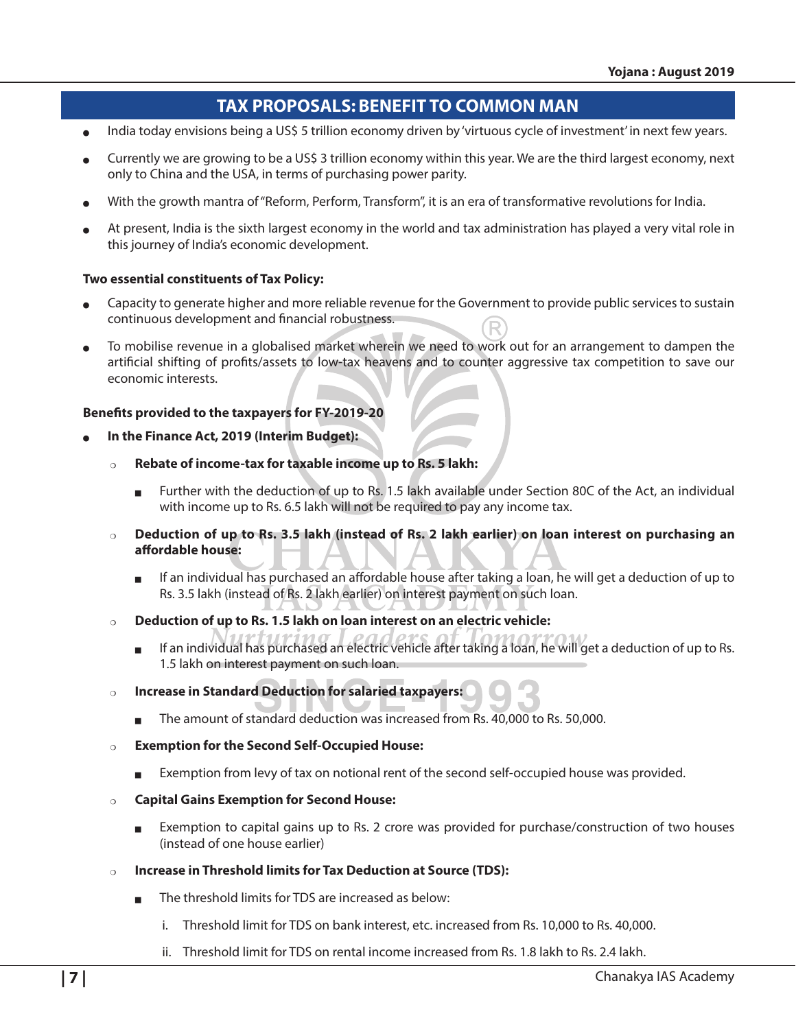## TAX PROPOSALS: BENEFIT TO COMMON MAN

- India today envisions being a US$ 5 trillion economy driven by 'virtuous cycle of investment' in next few years.
- Currently we are growing to be a US$ 3 trillion economy within this year. We are the third largest economy, next only to China and the USA, in terms of purchasing power parity.
- With the growth mantra of "Reform, Perform, Transform", it is an era of transformative revolutions for India.
- At present, India is the sixth largest economy in the world and tax administration has played a very vital role in this journey of India's economic development.

**Two essential constituents of Tax Policy:**

- Capacity to generate higher and more reliable revenue for the Government to provide public services to sustain continuous development and financial robustness.
- To mobilise revenue in a globalised market wherein we need to work out for an arrangement to dampen the artificial shifting of profits/assets to low-tax heavens and to counter aggressive tax competition to save our economic interests.

**Benefits provided to the taxpayers for FY-2019-20**

- **In the Finance Act, 2019 (Interim Budget):**
  - **Rebate of income-tax for taxable income up to Rs. 5 lakh:**
    - Further with the deduction of up to Rs. 1.5 lakh available under Section 80C of the Act, an individual with income up to Rs. 6.5 lakh will not be required to pay any income tax.
  - **Deduction of up to Rs. 3.5 lakh (instead of Rs. 2 lakh earlier) on loan interest on purchasing an affordable house:**
    - If an individual has purchased an affordable house after taking a loan, he will get a deduction of up to Rs. 3.5 lakh (instead of Rs. 2 lakh earlier) on interest payment on such loan.
  - **Deduction of up to Rs. 1.5 lakh on loan interest on an electric vehicle:**
    - If an individual has purchased an electric vehicle after taking a loan, he will get a deduction of up to Rs. 1.5 lakh on interest payment on such loan.
  - **Increase in Standard Deduction for salaried taxpayers:**
    - The amount of standard deduction was increased from Rs. 40,000 to Rs. 50,000.
  - **Exemption for the Second Self-Occupied House:**
    - Exemption from levy of tax on notional rent of the second self-occupied house was provided.
  - **Capital Gains Exemption for Second House:**
    - Exemption to capital gains up to Rs. 2 crore was provided for purchase/construction of two houses (instead of one house earlier)
  - **Increase in Threshold limits for Tax Deduction at Source (TDS):**
    - The threshold limits for TDS are increased as below:
      i. Threshold limit for TDS on bank interest, etc. increased from Rs. 10,000 to Rs. 40,000.
      ii. Threshold limit for TDS on rental income increased from Rs. 1.8 lakh to Rs. 2.4 lakh.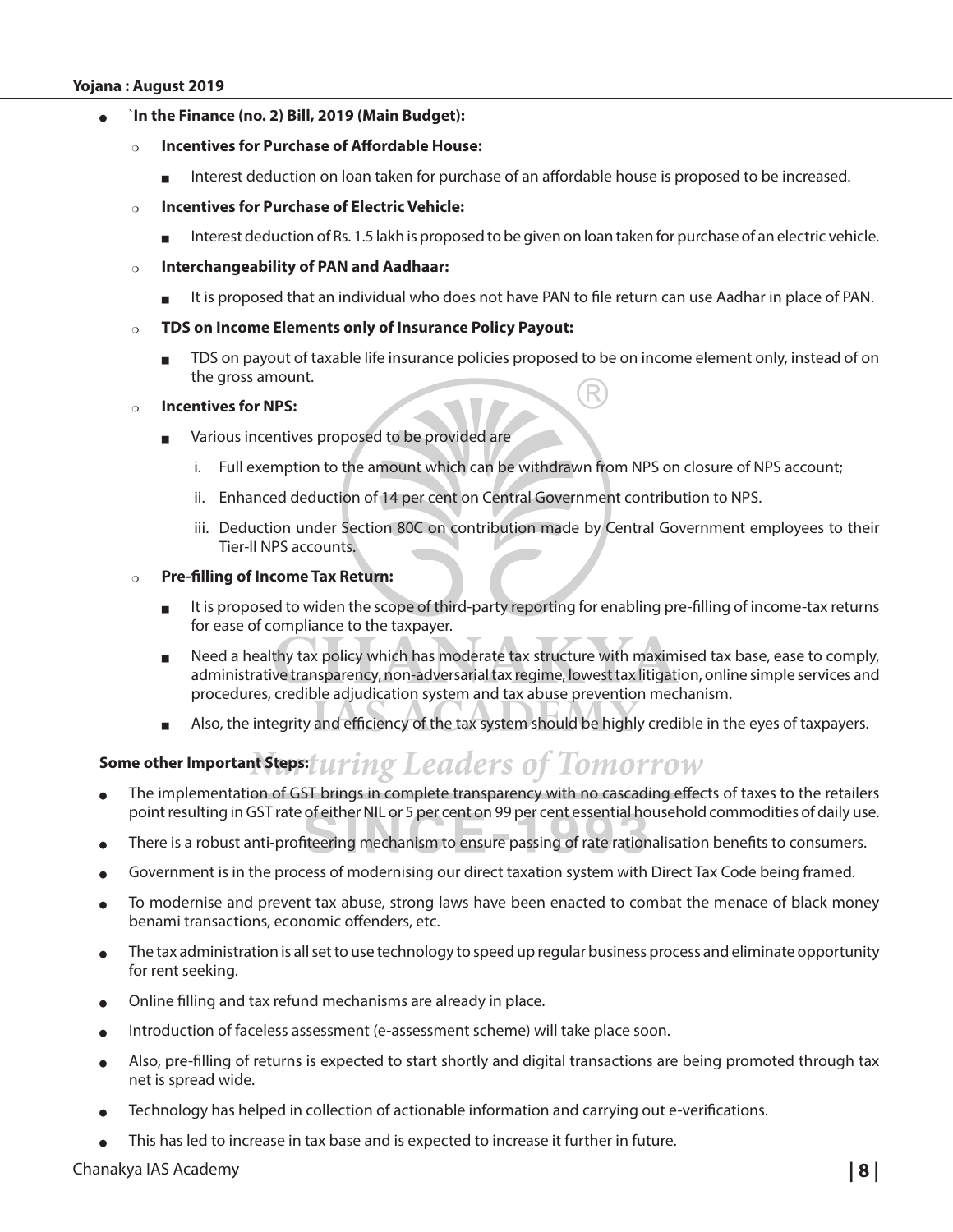- **`In the Finance (no. 2) Bill, 2019 (Main Budget):**
  - **Incentives for Purchase of Affordable House:**
    - Interest deduction on loan taken for purchase of an affordable house is proposed to be increased.
  - **Incentives for Purchase of Electric Vehicle:**
    - Interest deduction of Rs. 1.5 lakh is proposed to be given on loan taken for purchase of an electric vehicle.
  - **Interchangeability of PAN and Aadhaar:**
    - It is proposed that an individual who does not have PAN to file return can use Aadhar in place of PAN.
  - **TDS on Income Elements only of Insurance Policy Payout:**
    - TDS on payout of taxable life insurance policies proposed to be on income element only, instead of on the gross amount.
  - **Incentives for NPS:**
    - Various incentives proposed to be provided are
      - i. Full exemption to the amount which can be withdrawn from NPS on closure of NPS account;
      - ii. Enhanced deduction of 14 per cent on Central Government contribution to NPS.
      - iii. Deduction under Section 80C on contribution made by Central Government employees to their Tier-II NPS accounts.
  - **Pre-filling of Income Tax Return:**
    - It is proposed to widen the scope of third-party reporting for enabling pre-filling of income-tax returns for ease of compliance to the taxpayer.
    - Need a healthy tax policy which has moderate tax structure with maximised tax base, ease to comply, administrative transparency, non-adversarial tax regime, lowest tax litigation, online simple services and procedures, credible adjudication system and tax abuse prevention mechanism.
    - Also, the integrity and efficiency of the tax system should be highly credible in the eyes of taxpayers.

**Some other Important Steps:**

- The implementation of GST brings in complete transparency with no cascading effects of taxes to the retailers point resulting in GST rate of either NIL or 5 per cent on 99 per cent essential household commodities of daily use.
- There is a robust anti-profiteering mechanism to ensure passing of rate rationalisation benefits to consumers.
- Government is in the process of modernising our direct taxation system with Direct Tax Code being framed.
- To modernise and prevent tax abuse, strong laws have been enacted to combat the menace of black money benami transactions, economic offenders, etc.
- The tax administration is all set to use technology to speed up regular business process and eliminate opportunity for rent seeking.
- Online filling and tax refund mechanisms are already in place.
- Introduction of faceless assessment (e-assessment scheme) will take place soon.
- Also, pre-filling of returns is expected to start shortly and digital transactions are being promoted through tax net is spread wide.
- Technology has helped in collection of actionable information and carrying out e-verifications.
- This has led to increase in tax base and is expected to increase it further in future.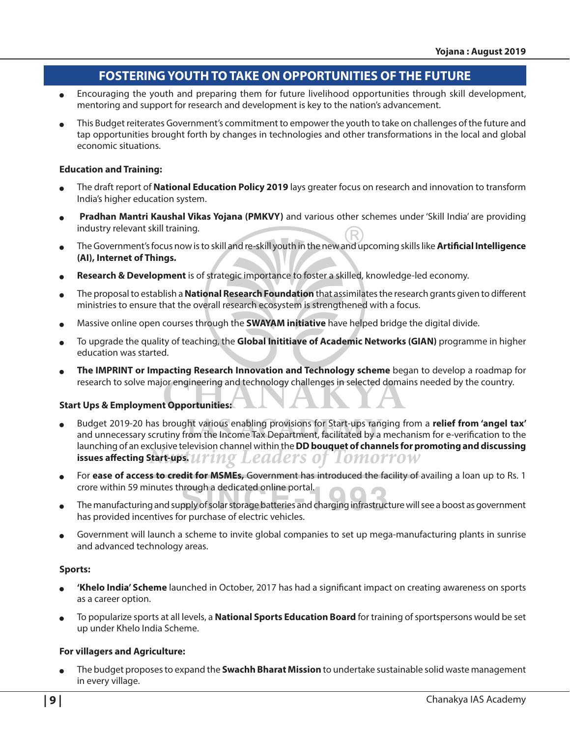## FOSTERING YOUTH TO TAKE ON OPPORTUNITIES OF THE FUTURE

- Encouraging the youth and preparing them for future livelihood opportunities through skill development, mentoring and support for research and development is key to the nation's advancement.
- This Budget reiterates Government's commitment to empower the youth to take on challenges of the future and tap opportunities brought forth by changes in technologies and other transformations in the local and global economic situations.

**Education and Training:**

- The draft report of **National Education Policy 2019** lays greater focus on research and innovation to transform India's higher education system.
- **Pradhan Mantri Kaushal Vikas Yojana (PMKVY)** and various other schemes under 'Skill India' are providing industry relevant skill training.
- The Government's focus now is to skill and re-skill youth in the new and upcoming skills like **Artificial Intelligence (AI), Internet of Things.**
- **Research & Development** is of strategic importance to foster a skilled, knowledge-led economy.
- The proposal to establish a **National Research Foundation** that assimilates the research grants given to different ministries to ensure that the overall research ecosystem is strengthened with a focus.
- Massive online open courses through the **SWAYAM initiative** have helped bridge the digital divide.
- To upgrade the quality of teaching, the **Global Inititiave of Academic Networks (GIAN)** programme in higher education was started.
- **The IMPRINT or Impacting Research Innovation and Technology scheme** began to develop a roadmap for research to solve major engineering and technology challenges in selected domains needed by the country.

**Start Ups & Employment Opportunities:**

- Budget 2019-20 has brought various enabling provisions for Start-ups ranging from a **relief from 'angel tax'** and unnecessary scrutiny from the Income Tax Department, facilitated by a mechanism for e-verification to the launching of an exclusive television channel within the **DD bouquet of channels for promoting and discussing issues affecting Start-ups.**
- For **ease of access to credit for MSMEs,** Government has introduced the facility of availing a loan up to Rs. 1 crore within 59 minutes through a dedicated online portal.
- The manufacturing and supply of solar storage batteries and charging infrastructure will see a boost as government has provided incentives for purchase of electric vehicles.
- Government will launch a scheme to invite global companies to set up mega-manufacturing plants in sunrise and advanced technology areas.

**Sports:**

- **'Khelo India' Scheme** launched in October, 2017 has had a significant impact on creating awareness on sports as a career option.
- To popularize sports at all levels, a **National Sports Education Board** for training of sportspersons would be set up under Khelo India Scheme.

**For villagers and Agriculture:**

- The budget proposes to expand the **Swachh Bharat Mission** to undertake sustainable solid waste management in every village.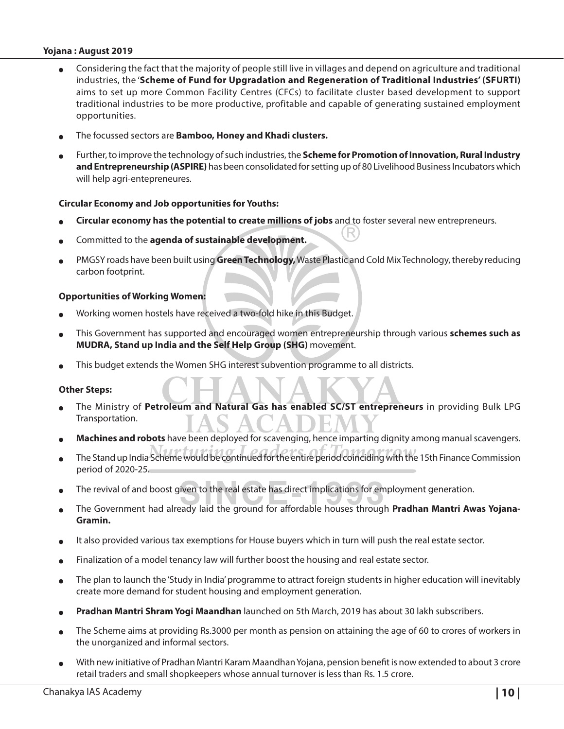- Considering the fact that the majority of people still live in villages and depend on agriculture and traditional industries, the '**Scheme of Fund for Upgradation and Regeneration of Traditional Industries' (SFURTI)** aims to set up more Common Facility Centres (CFCs) to facilitate cluster based development to support traditional industries to be more productive, profitable and capable of generating sustained employment opportunities.
- The focussed sectors are **Bamboo, Honey and Khadi clusters.**
- Further, to improve the technology of such industries, the **Scheme for Promotion of Innovation, Rural Industry and Entrepreneurship (ASPIRE)** has been consolidated for setting up of 80 Livelihood Business Incubators which will help agri-entepreneures.

**Circular Economy and Job opportunities for Youths:**

- **Circular economy has the potential to create millions of jobs** and to foster several new entrepreneurs.
- Committed to the **agenda of sustainable development.**
- PMGSY roads have been built using **Green Technology,** Waste Plastic and Cold Mix Technology, thereby reducing carbon footprint.

**Opportunities of Working Women:**

- Working women hostels have received a two-fold hike in this Budget.
- This Government has supported and encouraged women entrepreneurship through various **schemes such as MUDRA, Stand up India and the Self Help Group (SHG)** movement.
- This budget extends the Women SHG interest subvention programme to all districts.

**Other Steps:**

- The Ministry of **Petroleum and Natural Gas has enabled SC/ST entrepreneurs** in providing Bulk LPG Transportation.
- **Machines and robots** have been deployed for scavenging, hence imparting dignity among manual scavengers.
- The Stand up India Scheme would be continued for the entire period coinciding with the 15th Finance Commission period of 2020-25.
- The revival of and boost given to the real estate has direct implications for employment generation.
- The Government had already laid the ground for affordable houses through **Pradhan Mantri Awas Yojana-Gramin.**
- It also provided various tax exemptions for House buyers which in turn will push the real estate sector.
- Finalization of a model tenancy law will further boost the housing and real estate sector.
- The plan to launch the 'Study in India' programme to attract foreign students in higher education will inevitably create more demand for student housing and employment generation.
- **Pradhan Mantri Shram Yogi Maandhan** launched on 5th March, 2019 has about 30 lakh subscribers.
- The Scheme aims at providing Rs.3000 per month as pension on attaining the age of 60 to crores of workers in the unorganized and informal sectors.
- With new initiative of Pradhan Mantri Karam Maandhan Yojana, pension benefit is now extended to about 3 crore retail traders and small shopkeepers whose annual turnover is less than Rs. 1.5 crore.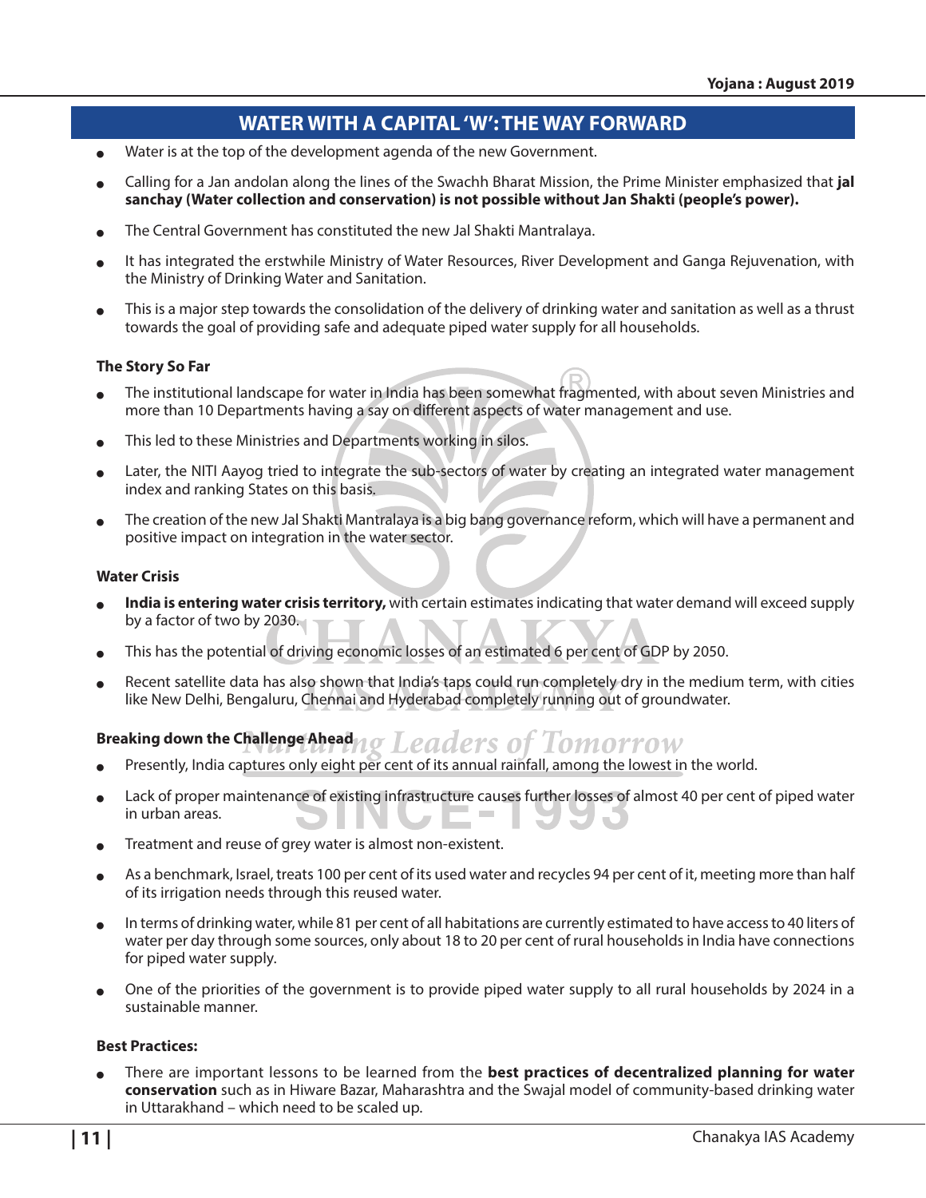## WATER WITH A CAPITAL 'W': THE WAY FORWARD

- Water is at the top of the development agenda of the new Government.
- Calling for a Jan andolan along the lines of the Swachh Bharat Mission, the Prime Minister emphasized that **jal sanchay (Water collection and conservation) is not possible without Jan Shakti (people's power).**
- The Central Government has constituted the new Jal Shakti Mantralaya.
- It has integrated the erstwhile Ministry of Water Resources, River Development and Ganga Rejuvenation, with the Ministry of Drinking Water and Sanitation.
- This is a major step towards the consolidation of the delivery of drinking water and sanitation as well as a thrust towards the goal of providing safe and adequate piped water supply for all households.

#### The Story So Far

- The institutional landscape for water in India has been somewhat fragmented, with about seven Ministries and more than 10 Departments having a say on different aspects of water management and use.
- This led to these Ministries and Departments working in silos.
- Later, the NITI Aayog tried to integrate the sub-sectors of water by creating an integrated water management index and ranking States on this basis.
- The creation of the new Jal Shakti Mantralaya is a big bang governance reform, which will have a permanent and positive impact on integration in the water sector.

#### Water Crisis

- **India is entering water crisis territory,** with certain estimates indicating that water demand will exceed supply by a factor of two by 2030.
- This has the potential of driving economic losses of an estimated 6 per cent of GDP by 2050.
- Recent satellite data has also shown that India's taps could run completely dry in the medium term, with cities like New Delhi, Bengaluru, Chennai and Hyderabad completely running out of groundwater.

#### Breaking down the Challenge Ahead

- Presently, India captures only eight per cent of its annual rainfall, among the lowest in the world.
- Lack of proper maintenance of existing infrastructure causes further losses of almost 40 per cent of piped water in urban areas.
- Treatment and reuse of grey water is almost non-existent.
- As a benchmark, Israel, treats 100 per cent of its used water and recycles 94 per cent of it, meeting more than half of its irrigation needs through this reused water.
- In terms of drinking water, while 81 per cent of all habitations are currently estimated to have access to 40 liters of water per day through some sources, only about 18 to 20 per cent of rural households in India have connections for piped water supply.
- One of the priorities of the government is to provide piped water supply to all rural households by 2024 in a sustainable manner.

#### Best Practices:

- There are important lessons to be learned from the **best practices of decentralized planning for water conservation** such as in Hiware Bazar, Maharashtra and the Swajal model of community-based drinking water in Uttarakhand – which need to be scaled up.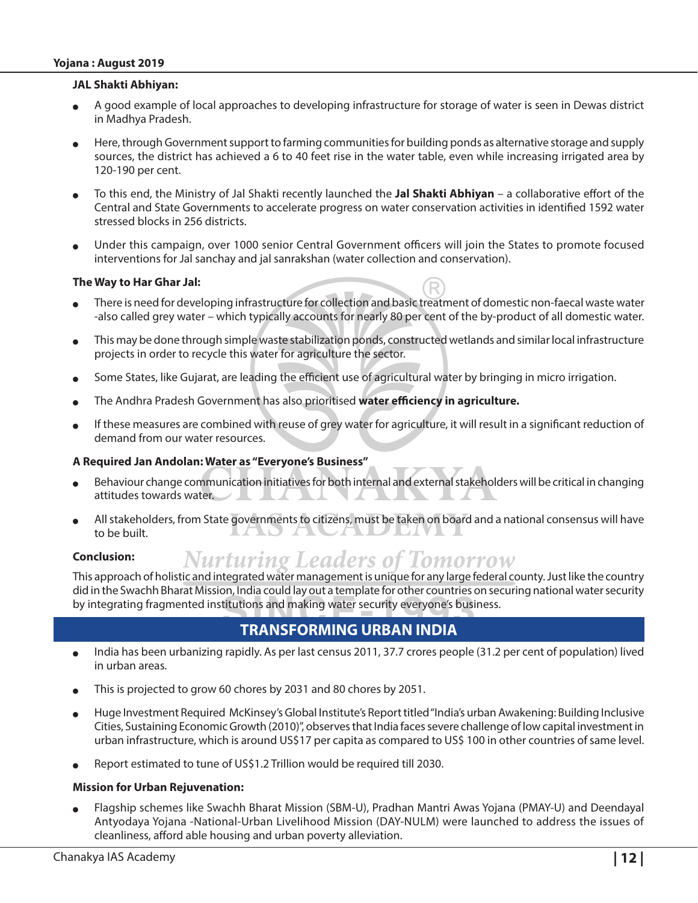**JAL Shakti Abhiyan:**

- A good example of local approaches to developing infrastructure for storage of water is seen in Dewas district in Madhya Pradesh.
- Here, through Government support to farming communities for building ponds as alternative storage and supply sources, the district has achieved a 6 to 40 feet rise in the water table, even while increasing irrigated area by 120-190 per cent.
- To this end, the Ministry of Jal Shakti recently launched the **Jal Shakti Abhiyan** – a collaborative effort of the Central and State Governments to accelerate progress on water conservation activities in identified 1592 water stressed blocks in 256 districts.
- Under this campaign, over 1000 senior Central Government officers will join the States to promote focused interventions for Jal sanchay and jal sanrakshan (water collection and conservation).

**The Way to Har Ghar Jal:**

- There is need for developing infrastructure for collection and basic treatment of domestic non-faecal waste water -also called grey water – which typically accounts for nearly 80 per cent of the by-product of all domestic water.
- This may be done through simple waste stabilization ponds, constructed wetlands and similar local infrastructure projects in order to recycle this water for agriculture the sector.
- Some States, like Gujarat, are leading the efficient use of agricultural water by bringing in micro irrigation.
- The Andhra Pradesh Government has also prioritised **water efficiency in agriculture.**
- If these measures are combined with reuse of grey water for agriculture, it will result in a significant reduction of demand from our water resources.

**A Required Jan Andolan: Water as "Everyone's Business"**

- Behaviour change communication initiatives for both internal and external stakeholders will be critical in changing attitudes towards water.
- All stakeholders, from State governments to citizens, must be taken on board and a national consensus will have to be built.

**Conclusion:**

This approach of holistic and integrated water management is unique for any large federal county. Just like the country did in the Swachh Bharat Mission, India could lay out a template for other countries on securing national water security by integrating fragmented institutions and making water security everyone's business.

## TRANSFORMING URBAN INDIA

- India has been urbanizing rapidly. As per last census 2011, 37.7 crores people (31.2 per cent of population) lived in urban areas.
- This is projected to grow 60 chores by 2031 and 80 chores by 2051.
- Huge Investment Required McKinsey's Global Institute's Report titled "India's urban Awakening: Building Inclusive Cities, Sustaining Economic Growth (2010)", observes that India faces severe challenge of low capital investment in urban infrastructure, which is around US$17 per capita as compared to US$ 100 in other countries of same level.
- Report estimated to tune of US$1.2 Trillion would be required till 2030.

**Mission for Urban Rejuvenation:**

- Flagship schemes like Swachh Bharat Mission (SBM-U), Pradhan Mantri Awas Yojana (PMAY-U) and Deendayal Antyodaya Yojana -National-Urban Livelihood Mission (DAY-NULM) were launched to address the issues of cleanliness, afford able housing and urban poverty alleviation.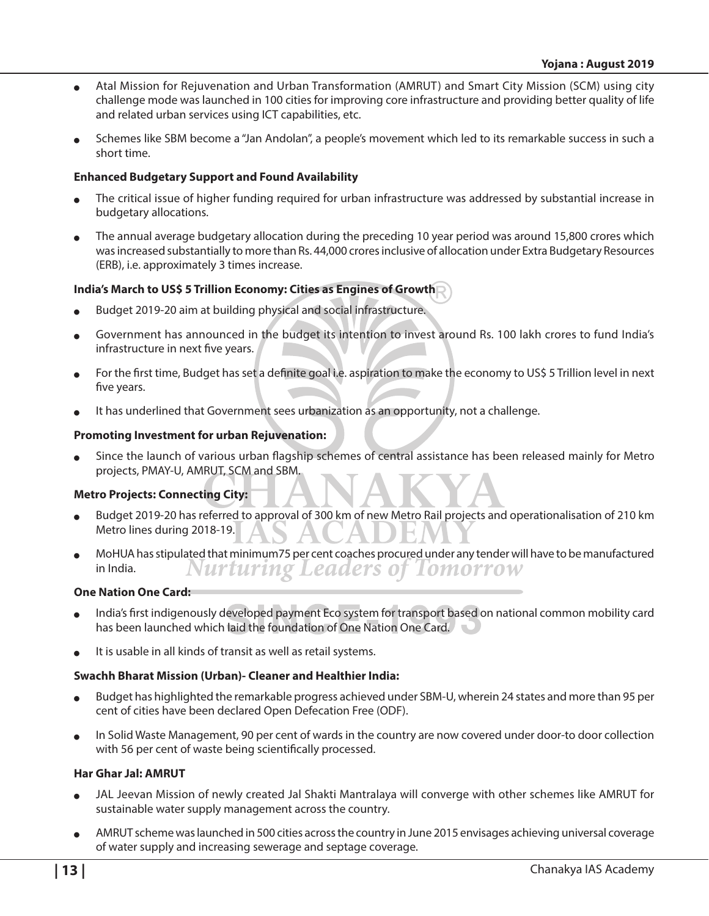- Atal Mission for Rejuvenation and Urban Transformation (AMRUT) and Smart City Mission (SCM) using city challenge mode was launched in 100 cities for improving core infrastructure and providing better quality of life and related urban services using ICT capabilities, etc.
- Schemes like SBM become a "Jan Andolan", a people's movement which led to its remarkable success in such a short time.

**Enhanced Budgetary Support and Found Availability**

- The critical issue of higher funding required for urban infrastructure was addressed by substantial increase in budgetary allocations.
- The annual average budgetary allocation during the preceding 10 year period was around 15,800 crores which was increased substantially to more than Rs. 44,000 crores inclusive of allocation under Extra Budgetary Resources (ERB), i.e. approximately 3 times increase.

**India's March to US$ 5 Trillion Economy: Cities as Engines of Growth**

- Budget 2019-20 aim at building physical and social infrastructure.
- Government has announced in the budget its intention to invest around Rs. 100 lakh crores to fund India's infrastructure in next five years.
- For the first time, Budget has set a definite goal i.e. aspiration to make the economy to US$ 5 Trillion level in next five years.
- It has underlined that Government sees urbanization as an opportunity, not a challenge.

**Promoting Investment for urban Rejuvenation:**

- Since the launch of various urban flagship schemes of central assistance has been released mainly for Metro projects, PMAY-U, AMRUT, SCM and SBM.

**Metro Projects: Connecting City:**

- Budget 2019-20 has referred to approval of 300 km of new Metro Rail projects and operationalisation of 210 km Metro lines during 2018-19.
- MoHUA has stipulated that minimum75 per cent coaches procured under any tender will have to be manufactured in India.

**One Nation One Card:**

- India's first indigenously developed payment Eco system for transport based on national common mobility card has been launched which laid the foundation of One Nation One Card.
- It is usable in all kinds of transit as well as retail systems.

**Swachh Bharat Mission (Urban)- Cleaner and Healthier India:**

- Budget has highlighted the remarkable progress achieved under SBM-U, wherein 24 states and more than 95 per cent of cities have been declared Open Defecation Free (ODF).
- In Solid Waste Management, 90 per cent of wards in the country are now covered under door-to door collection with 56 per cent of waste being scientifically processed.

**Har Ghar Jal: AMRUT**

- JAL Jeevan Mission of newly created Jal Shakti Mantralaya will converge with other schemes like AMRUT for sustainable water supply management across the country.
- AMRUT scheme was launched in 500 cities across the country in June 2015 envisages achieving universal coverage of water supply and increasing sewerage and septage coverage.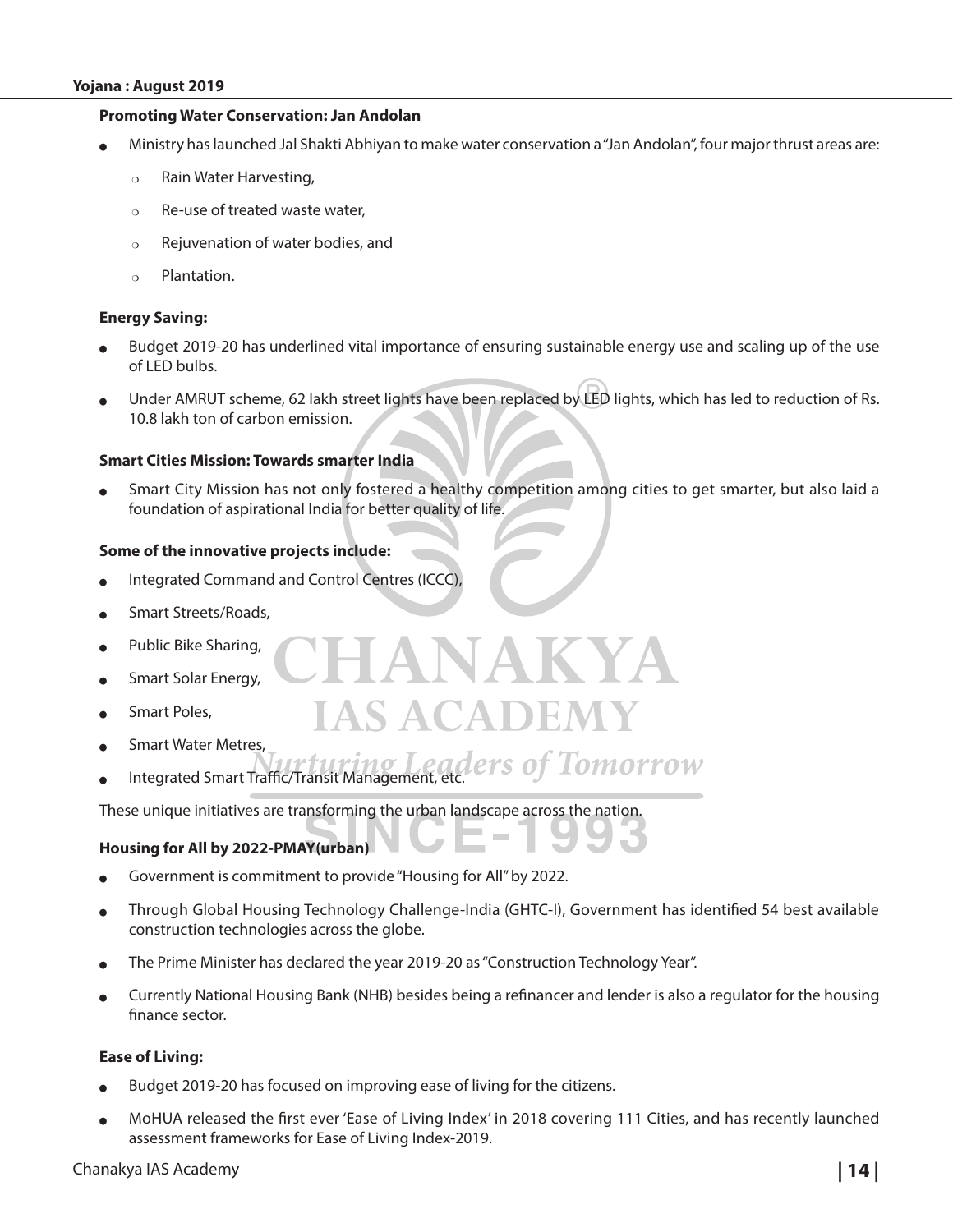**Promoting Water Conservation: Jan Andolan**

- Ministry has launched Jal Shakti Abhiyan to make water conservation a "Jan Andolan", four major thrust areas are:
  - Rain Water Harvesting,
  - Re-use of treated waste water,
  - Rejuvenation of water bodies, and
  - Plantation.

**Energy Saving:**

- Budget 2019-20 has underlined vital importance of ensuring sustainable energy use and scaling up of the use of LED bulbs.
- Under AMRUT scheme, 62 lakh street lights have been replaced by LED lights, which has led to reduction of Rs. 10.8 lakh ton of carbon emission.

**Smart Cities Mission: Towards smarter India**

- Smart City Mission has not only fostered a healthy competition among cities to get smarter, but also laid a foundation of aspirational India for better quality of life.

**Some of the innovative projects include:**

- Integrated Command and Control Centres (ICCC),
- Smart Streets/Roads,
- Public Bike Sharing,
- Smart Solar Energy,
- Smart Poles,
- Smart Water Metres,
- Integrated Smart Traffic/Transit Management, etc.

These unique initiatives are transforming the urban landscape across the nation.

**Housing for All by 2022-PMAY(urban)**

- Government is commitment to provide "Housing for All" by 2022.
- Through Global Housing Technology Challenge-India (GHTC-I), Government has identified 54 best available construction technologies across the globe.
- The Prime Minister has declared the year 2019-20 as "Construction Technology Year".
- Currently National Housing Bank (NHB) besides being a refinancer and lender is also a regulator for the housing finance sector.

**Ease of Living:**

- Budget 2019-20 has focused on improving ease of living for the citizens.
- MoHUA released the first ever 'Ease of Living Index' in 2018 covering 111 Cities, and has recently launched assessment frameworks for Ease of Living Index-2019.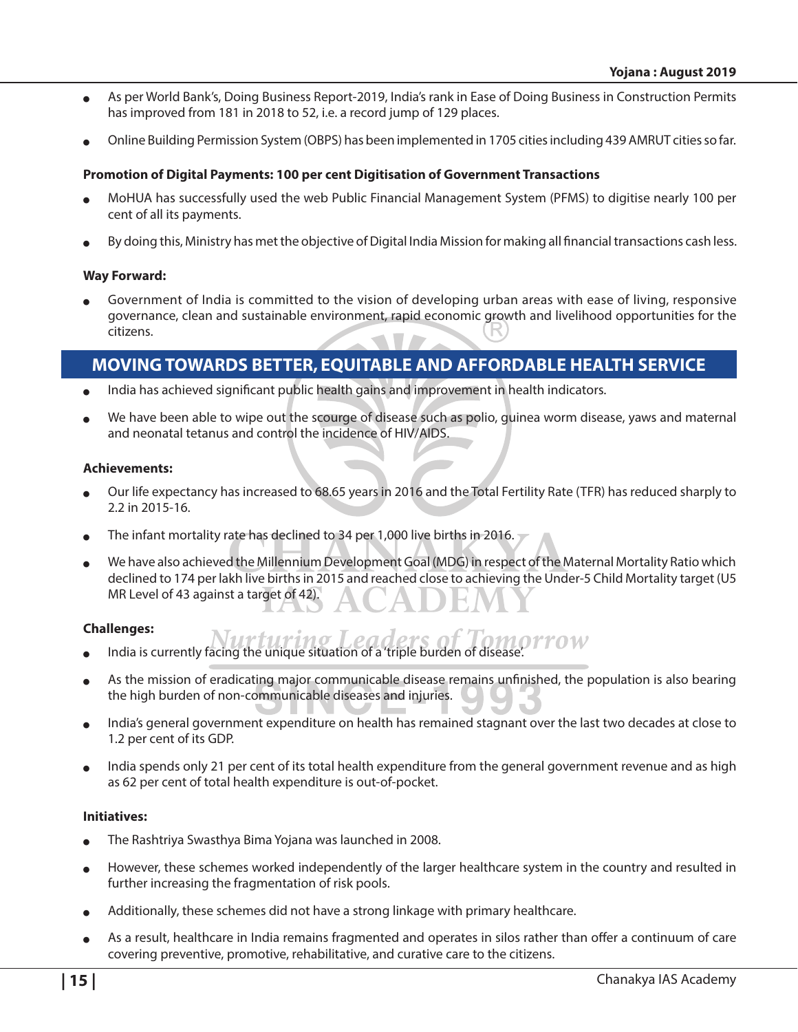- As per World Bank's, Doing Business Report-2019, India's rank in Ease of Doing Business in Construction Permits has improved from 181 in 2018 to 52, i.e. a record jump of 129 places.
- Online Building Permission System (OBPS) has been implemented in 1705 cities including 439 AMRUT cities so far.

**Promotion of Digital Payments: 100 per cent Digitisation of Government Transactions**

- MoHUA has successfully used the web Public Financial Management System (PFMS) to digitise nearly 100 per cent of all its payments.
- By doing this, Ministry has met the objective of Digital India Mission for making all financial transactions cash less.

**Way Forward:**

- Government of India is committed to the vision of developing urban areas with ease of living, responsive governance, clean and sustainable environment, rapid economic growth and livelihood opportunities for the citizens.

## MOVING TOWARDS BETTER, EQUITABLE AND AFFORDABLE HEALTH SERVICE

- India has achieved significant public health gains and improvement in health indicators.
- We have been able to wipe out the scourge of disease such as polio, guinea worm disease, yaws and maternal and neonatal tetanus and control the incidence of HIV/AIDS.

**Achievements:**

- Our life expectancy has increased to 68.65 years in 2016 and the Total Fertility Rate (TFR) has reduced sharply to 2.2 in 2015-16.
- The infant mortality rate has declined to 34 per 1,000 live births in 2016.
- We have also achieved the Millennium Development Goal (MDG) in respect of the Maternal Mortality Ratio which declined to 174 per lakh live births in 2015 and reached close to achieving the Under-5 Child Mortality target (U5 MR Level of 43 against a target of 42).

**Challenges:**

- India is currently facing the unique situation of a 'triple burden of disease'.
- As the mission of eradicating major communicable disease remains unfinished, the population is also bearing the high burden of non-communicable diseases and injuries.
- India's general government expenditure on health has remained stagnant over the last two decades at close to 1.2 per cent of its GDP.
- India spends only 21 per cent of its total health expenditure from the general government revenue and as high as 62 per cent of total health expenditure is out-of-pocket.

**Initiatives:**

- The Rashtriya Swasthya Bima Yojana was launched in 2008.
- However, these schemes worked independently of the larger healthcare system in the country and resulted in further increasing the fragmentation of risk pools.
- Additionally, these schemes did not have a strong linkage with primary healthcare.
- As a result, healthcare in India remains fragmented and operates in silos rather than offer a continuum of care covering preventive, promotive, rehabilitative, and curative care to the citizens.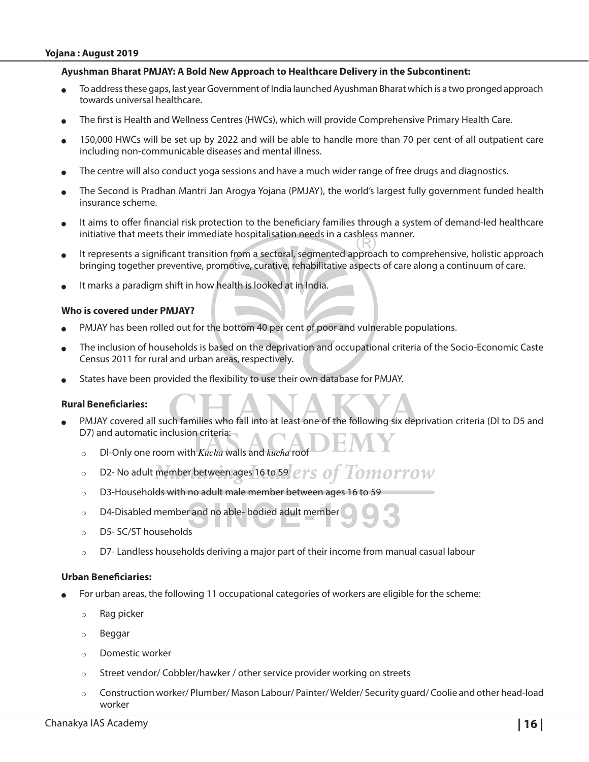**Ayushman Bharat PMJAY: A Bold New Approach to Healthcare Delivery in the Subcontinent:**

- To address these gaps, last year Government of India launched Ayushman Bharat which is a two pronged approach towards universal healthcare.
- The first is Health and Wellness Centres (HWCs), which will provide Comprehensive Primary Health Care.
- 150,000 HWCs will be set up by 2022 and will be able to handle more than 70 per cent of all outpatient care including non-communicable diseases and mental illness.
- The centre will also conduct yoga sessions and have a much wider range of free drugs and diagnostics.
- The Second is Pradhan Mantri Jan Arogya Yojana (PMJAY), the world's largest fully government funded health insurance scheme.
- It aims to offer financial risk protection to the beneficiary families through a system of demand-led healthcare initiative that meets their immediate hospitalisation needs in a cashless manner.
- It represents a significant transition from a sectoral, segmented approach to comprehensive, holistic approach bringing together preventive, promotive, curative, rehabilitative aspects of care along a continuum of care.
- It marks a paradigm shift in how health is looked at in India.

**Who is covered under PMJAY?**

- PMJAY has been rolled out for the bottom 40 per cent of poor and vulnerable populations.
- The inclusion of households is based on the deprivation and occupational criteria of the Socio-Economic Caste Census 2011 for rural and urban areas, respectively.
- States have been provided the flexibility to use their own database for PMJAY.

**Rural Beneficiaries:**

- PMJAY covered all such families who fall into at least one of the following six deprivation criteria (Dl to D5 and D7) and automatic inclusion criteria:
  - Dl-Only one room with *Kucha* walls and *kucha* roof
  - D2- No adult member between ages 16 to 59
  - D3-Households with no adult male member between ages 16 to 59
  - D4-Disabled member and no able- bodied adult member
  - D5- SC/ST households
  - D7- Landless households deriving a major part of their income from manual casual labour

**Urban Beneficiaries:**

- For urban areas, the following 11 occupational categories of workers are eligible for the scheme:
  - Rag picker
  - Beggar
  - Domestic worker
  - Street vendor/ Cobbler/hawker / other service provider working on streets
  - Construction worker/ Plumber/ Mason Labour/ Painter/ Welder/ Security guard/ Coolie and other head-load worker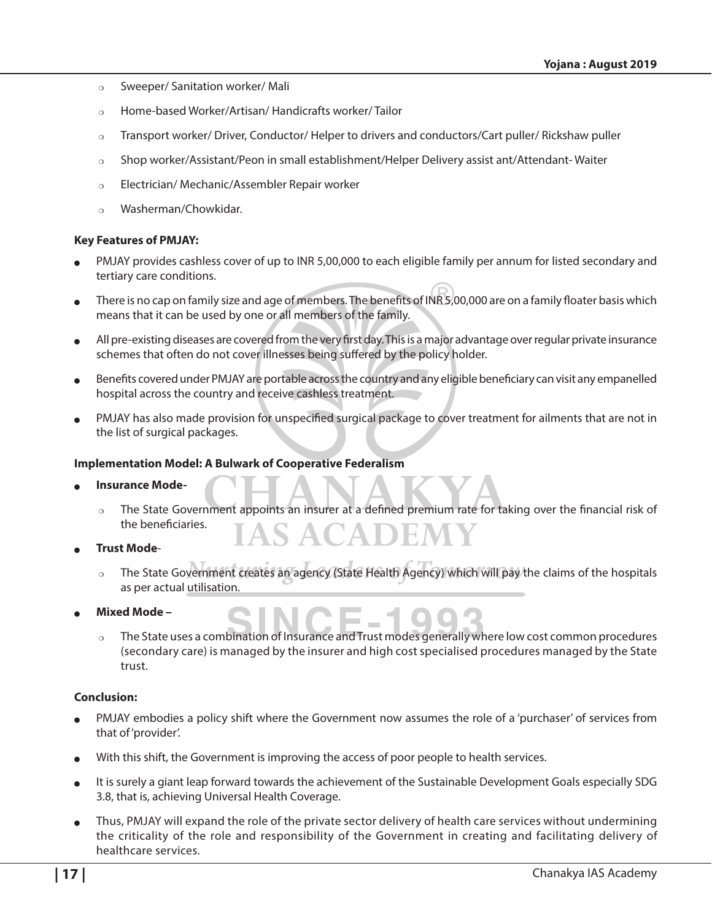- Sweeper/ Sanitation worker/ Mali
- Home-based Worker/Artisan/ Handicrafts worker/ Tailor
- Transport worker/ Driver, Conductor/ Helper to drivers and conductors/Cart puller/ Rickshaw puller
- Shop worker/Assistant/Peon in small establishment/Helper Delivery assist ant/Attendant- Waiter
- Electrician/ Mechanic/Assembler Repair worker
- Washerman/Chowkidar.

**Key Features of PMJAY:**

- PMJAY provides cashless cover of up to INR 5,00,000 to each eligible family per annum for listed secondary and tertiary care conditions.
- There is no cap on family size and age of members. The benefits of INR 5,00,000 are on a family floater basis which means that it can be used by one or all members of the family.
- All pre-existing diseases are covered from the very first day. This is a major advantage over regular private insurance schemes that often do not cover illnesses being suffered by the policy holder.
- Benefits covered under PMJAY are portable across the country and any eligible beneficiary can visit any empanelled hospital across the country and receive cashless treatment.
- PMJAY has also made provision for unspecified surgical package to cover treatment for ailments that are not in the list of surgical packages.

**Implementation Model: A Bulwark of Cooperative Federalism**

- **Insurance Mode-**
  - The State Government appoints an insurer at a defined premium rate for taking over the financial risk of the beneficiaries.
- **Trust Mode**-
  - The State Government creates an agency (State Health Agency) which will pay the claims of the hospitals as per actual utilisation.
- **Mixed Mode –**
  - The State uses a combination of Insurance and Trust modes generally where low cost common procedures (secondary care) is managed by the insurer and high cost specialised procedures managed by the State trust.

**Conclusion:**

- PMJAY embodies a policy shift where the Government now assumes the role of a 'purchaser' of services from that of 'provider'.
- With this shift, the Government is improving the access of poor people to health services.
- It is surely a giant leap forward towards the achievement of the Sustainable Development Goals especially SDG 3.8, that is, achieving Universal Health Coverage.
- Thus, PMJAY will expand the role of the private sector delivery of health care services without undermining the criticality of the role and responsibility of the Government in creating and facilitating delivery of healthcare services.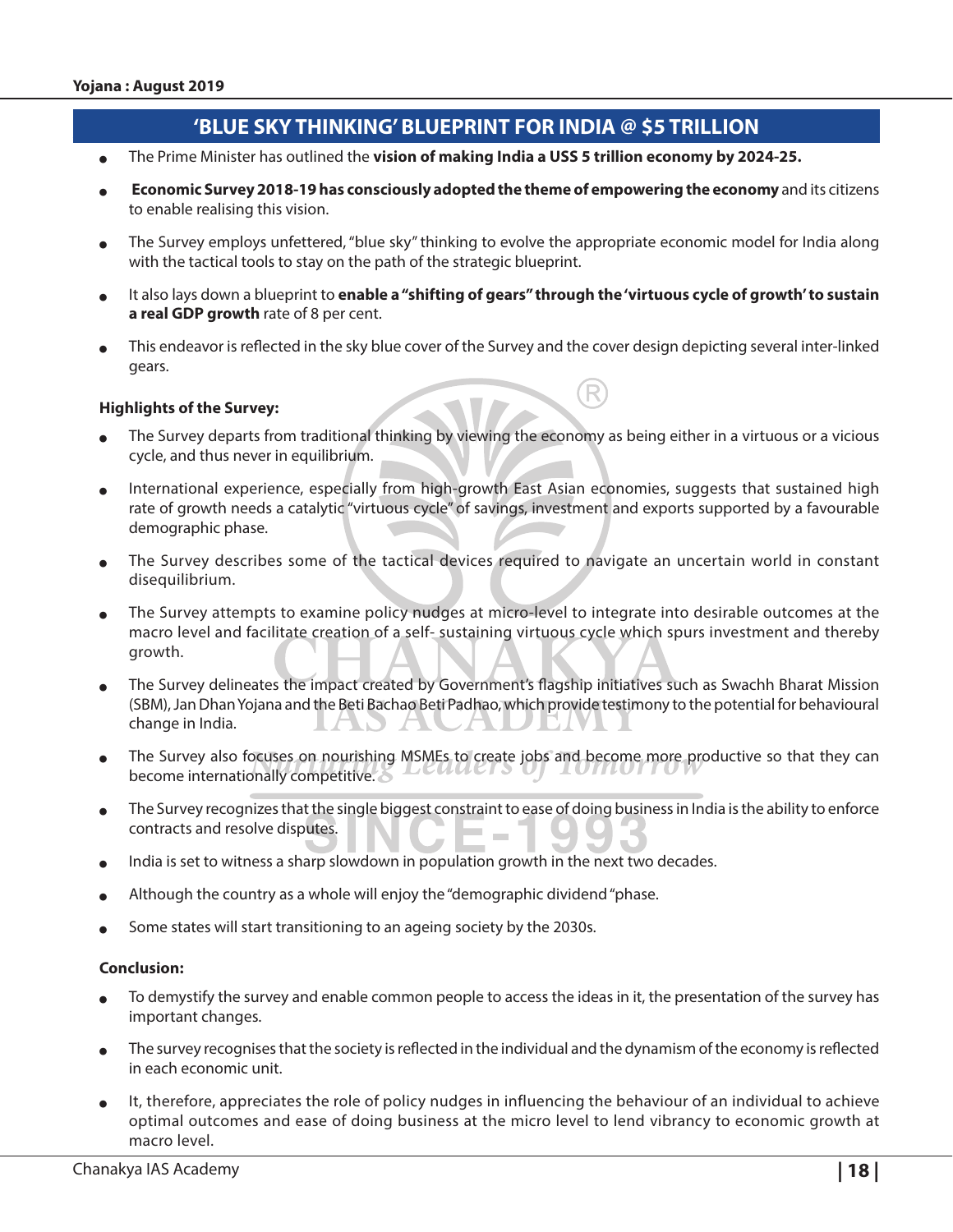## 'BLUE SKY THINKING' BLUEPRINT FOR INDIA @ $5 TRILLION

- The Prime Minister has outlined the **vision of making India a USS 5 trillion economy by 2024-25.**
- **Economic Survey 2018-19 has consciously adopted the theme of empowering the economy** and its citizens to enable realising this vision.
- The Survey employs unfettered, "blue sky" thinking to evolve the appropriate economic model for India along with the tactical tools to stay on the path of the strategic blueprint.
- It also lays down a blueprint to **enable a "shifting of gears" through the 'virtuous cycle of growth' to sustain a real GDP growth** rate of 8 per cent.
- This endeavor is reflected in the sky blue cover of the Survey and the cover design depicting several inter-linked gears.

**Highlights of the Survey:**

- The Survey departs from traditional thinking by viewing the economy as being either in a virtuous or a vicious cycle, and thus never in equilibrium.
- International experience, especially from high-growth East Asian economies, suggests that sustained high rate of growth needs a catalytic "virtuous cycle" of savings, investment and exports supported by a favourable demographic phase.
- The Survey describes some of the tactical devices required to navigate an uncertain world in constant disequilibrium.
- The Survey attempts to examine policy nudges at micro-level to integrate into desirable outcomes at the macro level and facilitate creation of a self- sustaining virtuous cycle which spurs investment and thereby growth.
- The Survey delineates the impact created by Government's flagship initiatives such as Swachh Bharat Mission (SBM), Jan Dhan Yojana and the Beti Bachao Beti Padhao, which provide testimony to the potential for behavioural change in India.
- The Survey also focuses on nourishing MSMEs to create jobs and become more productive so that they can become internationally competitive.
- The Survey recognizes that the single biggest constraint to ease of doing business in India is the ability to enforce contracts and resolve disputes.
- India is set to witness a sharp slowdown in population growth in the next two decades.
- Although the country as a whole will enjoy the "demographic dividend "phase.
- Some states will start transitioning to an ageing society by the 2030s.

**Conclusion:**

- To demystify the survey and enable common people to access the ideas in it, the presentation of the survey has important changes.
- The survey recognises that the society is reflected in the individual and the dynamism of the economy is reflected in each economic unit.
- It, therefore, appreciates the role of policy nudges in influencing the behaviour of an individual to achieve optimal outcomes and ease of doing business at the micro level to lend vibrancy to economic growth at macro level.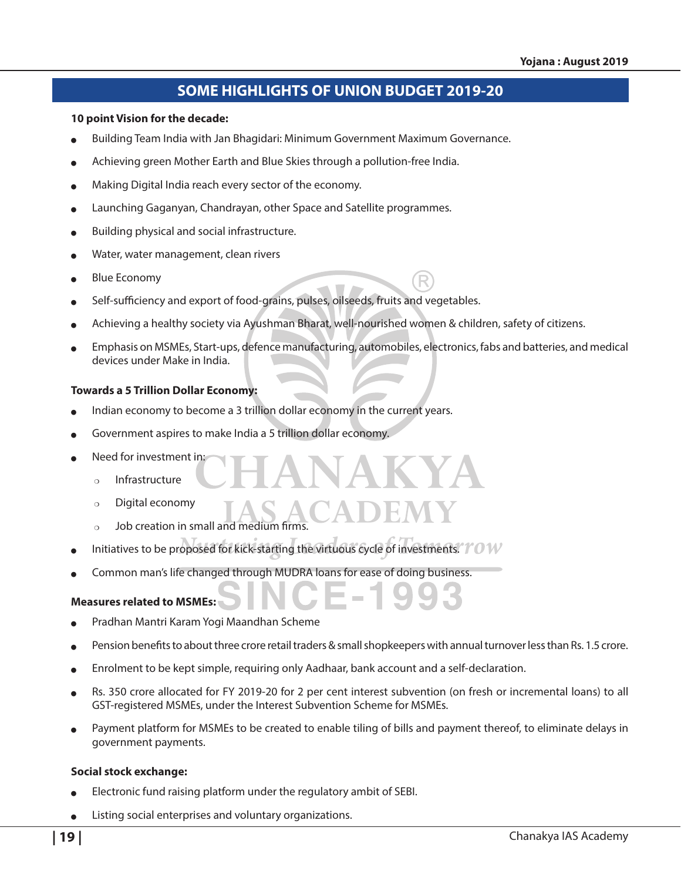## SOME HIGHLIGHTS OF UNION BUDGET 2019-20

**10 point Vision for the decade:**

- Building Team India with Jan Bhagidari: Minimum Government Maximum Governance.
- Achieving green Mother Earth and Blue Skies through a pollution-free India.
- Making Digital India reach every sector of the economy.
- Launching Gaganyan, Chandrayan, other Space and Satellite programmes.
- Building physical and social infrastructure.
- Water, water management, clean rivers
- Blue Economy
- Self-sufficiency and export of food-grains, pulses, oilseeds, fruits and vegetables.
- Achieving a healthy society via Ayushman Bharat, well-nourished women & children, safety of citizens.
- Emphasis on MSMEs, Start-ups, defence manufacturing, automobiles, electronics, fabs and batteries, and medical devices under Make in India.

**Towards a 5 Trillion Dollar Economy:**

- Indian economy to become a 3 trillion dollar economy in the current years.
- Government aspires to make India a 5 trillion dollar economy.
- Need for investment in:
  - Infrastructure
  - Digital economy
  - Job creation in small and medium firms.
- Initiatives to be proposed for kick-starting the virtuous cycle of investments.
- Common man's life changed through MUDRA loans for ease of doing business.

**Measures related to MSMEs:**

- Pradhan Mantri Karam Yogi Maandhan Scheme
- Pension benefits to about three crore retail traders & small shopkeepers with annual turnover less than Rs. 1.5 crore.
- Enrolment to be kept simple, requiring only Aadhaar, bank account and a self-declaration.
- Rs. 350 crore allocated for FY 2019-20 for 2 per cent interest subvention (on fresh or incremental loans) to all GST-registered MSMEs, under the Interest Subvention Scheme for MSMEs.
- Payment platform for MSMEs to be created to enable tiling of bills and payment thereof, to eliminate delays in government payments.

**Social stock exchange:**

- Electronic fund raising platform under the regulatory ambit of SEBI.
- Listing social enterprises and voluntary organizations.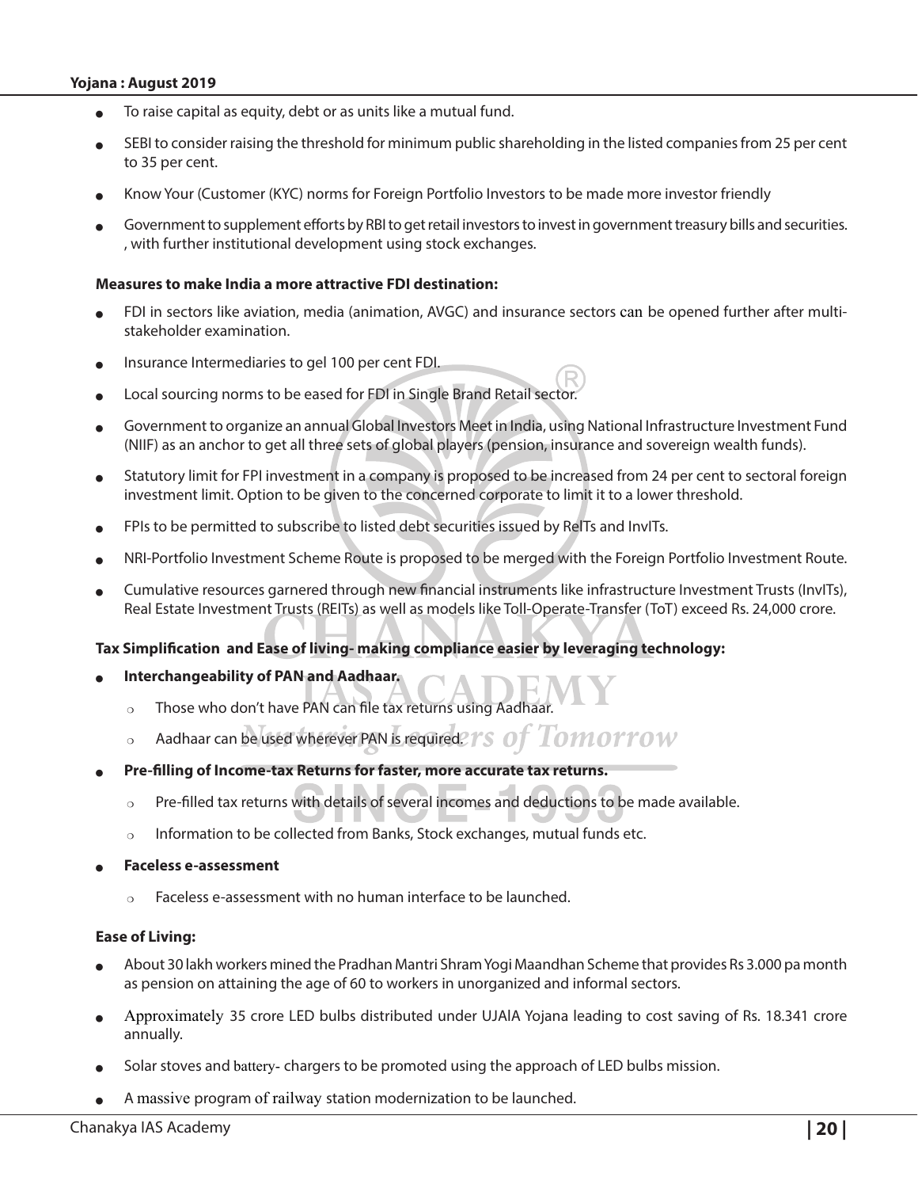- To raise capital as equity, debt or as units like a mutual fund.
- SEBI to consider raising the threshold for minimum public shareholding in the listed companies from 25 per cent to 35 per cent.
- Know Your (Customer (KYC) norms for Foreign Portfolio Investors to be made more investor friendly
- Government to supplement efforts by RBI to get retail investors to invest in government treasury bills and securities. , with further institutional development using stock exchanges.

**Measures to make India a more attractive FDI destination:**

- FDI in sectors like aviation, media (animation, AVGC) and insurance sectors can be opened further after multi-stakeholder examination.
- Insurance Intermediaries to gel 100 per cent FDI.
- Local sourcing norms to be eased for FDI in Single Brand Retail sector.
- Government to organize an annual Global Investors Meet in India, using National Infrastructure Investment Fund (NIIF) as an anchor to get all three sets of global players (pension, insurance and sovereign wealth funds).
- Statutory limit for FPI investment in a company is proposed to be increased from 24 per cent to sectoral foreign investment limit. Option to be given to the concerned corporate to limit it to a lower threshold.
- FPIs to be permitted to subscribe to listed debt securities issued by RelTs and InvITs.
- NRI-Portfolio Investment Scheme Route is proposed to be merged with the Foreign Portfolio Investment Route.
- Cumulative resources garnered through new financial instruments like infrastructure Investment Trusts (InvITs), Real Estate Investment Trusts (REITs) as well as models like Toll-Operate-Transfer (ToT) exceed Rs. 24,000 crore.

**Tax Simplification and Ease of living- making compliance easier by leveraging technology:**

- **Interchangeability of PAN and Aadhaar.**
  - Those who don't have PAN can file tax returns using Aadhaar.
  - Aadhaar can be used wherever PAN is required.
- **Pre-filling of Income-tax Returns for faster, more accurate tax returns.**
  - Pre-filled tax returns with details of several incomes and deductions to be made available.
  - Information to be collected from Banks, Stock exchanges, mutual funds etc.
- **Faceless e-assessment**
  - Faceless e-assessment with no human interface to be launched.

**Ease of Living:**

- About 30 lakh workers mined the Pradhan Mantri Shram Yogi Maandhan Scheme that provides Rs 3.000 pa month as pension on attaining the age of 60 to workers in unorganized and informal sectors.
- Approximately 35 crore LED bulbs distributed under UJAlA Yojana leading to cost saving of Rs. 18.341 crore annually.
- Solar stoves and battery- chargers to be promoted using the approach of LED bulbs mission.
- A massive program of railway station modernization to be launched.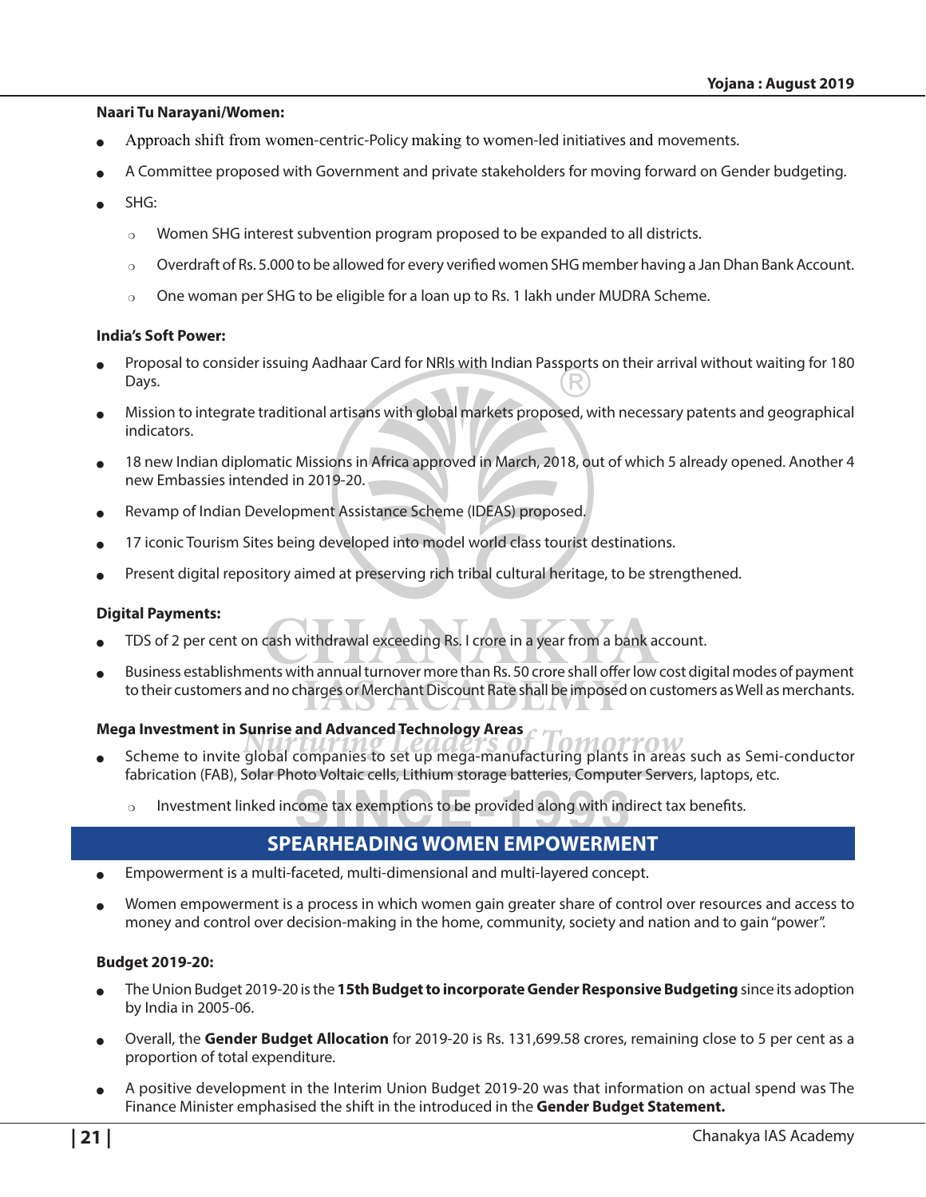**Naari Tu Narayani/Women:**

- Approach shift from women-centric-Policy making to women-led initiatives and movements.
- A Committee proposed with Government and private stakeholders for moving forward on Gender budgeting.
- SHG:
  - Women SHG interest subvention program proposed to be expanded to all districts.
  - Overdraft of Rs. 5.000 to be allowed for every verified women SHG member having a Jan Dhan Bank Account.
  - One woman per SHG to be eligible for a loan up to Rs. 1 lakh under MUDRA Scheme.

**India's Soft Power:**

- Proposal to consider issuing Aadhaar Card for NRIs with Indian Passports on their arrival without waiting for 180 Days.
- Mission to integrate traditional artisans with global markets proposed, with necessary patents and geographical indicators.
- 18 new Indian diplomatic Missions in Africa approved in March, 2018, out of which 5 already opened. Another 4 new Embassies intended in 2019-20.
- Revamp of Indian Development Assistance Scheme (IDEAS) proposed.
- 17 iconic Tourism Sites being developed into model world class tourist destinations.
- Present digital repository aimed at preserving rich tribal cultural heritage, to be strengthened.

**Digital Payments:**

- TDS of 2 per cent on cash withdrawal exceeding Rs. I crore in a year from a bank account.
- Business establishments with annual turnover more than Rs. 50 crore shall offer low cost digital modes of payment to their customers and no charges or Merchant Discount Rate shall be imposed on customers as Well as merchants.

**Mega Investment in Sunrise and Advanced Technology Areas**

- Scheme to invite global companies to set up mega-manufacturing plants in areas such as Semi-conductor fabrication (FAB), Solar Photo Voltaic cells, Lithium storage batteries, Computer Servers, laptops, etc.
  - Investment linked income tax exemptions to be provided along with indirect tax benefits.

## SPEARHEADING WOMEN EMPOWERMENT

- Empowerment is a multi-faceted, multi-dimensional and multi-layered concept.
- Women empowerment is a process in which women gain greater share of control over resources and access to money and control over decision-making in the home, community, society and nation and to gain "power".

**Budget 2019-20:**

- The Union Budget 2019-20 is the **15th Budget to incorporate Gender Responsive Budgeting** since its adoption by India in 2005-06.
- Overall, the **Gender Budget Allocation** for 2019-20 is Rs. 131,699.58 crores, remaining close to 5 per cent as a proportion of total expenditure.
- A positive development in the Interim Union Budget 2019-20 was that information on actual spend was The Finance Minister emphasised the shift in the introduced in the **Gender Budget Statement.**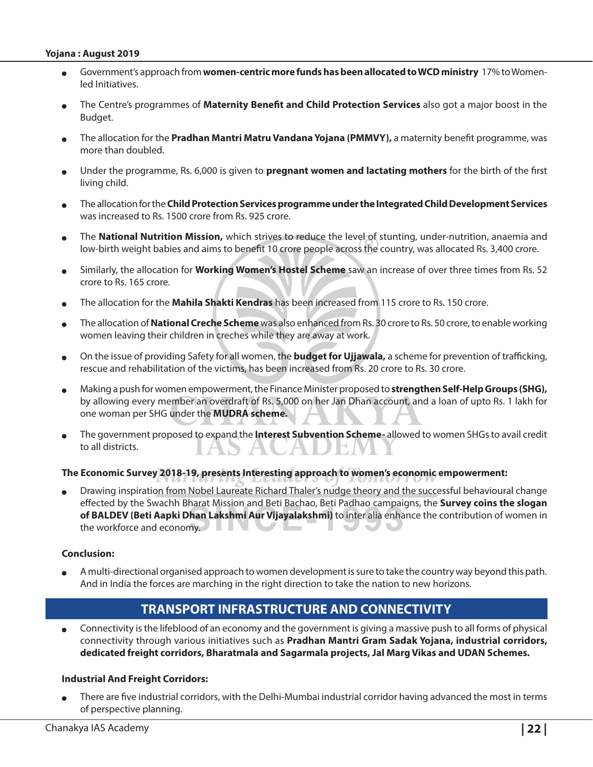- Government's approach from **women-centric more funds has been allocated to WCD ministry** 17% to Women-led Initiatives.
- The Centre's programmes of **Maternity Benefit and Child Protection Services** also got a major boost in the Budget.
- The allocation for the **Pradhan Mantri Matru Vandana Yojana (PMMVY),** a maternity benefit programme, was more than doubled.
- Under the programme, Rs. 6,000 is given to **pregnant women and lactating mothers** for the birth of the first living child.
- The allocation for the **Child Protection Services programme under the Integrated Child Development Services** was increased to Rs. 1500 crore from Rs. 925 crore.
- The **National Nutrition Mission,** which strives to reduce the level of stunting, under-nutrition, anaemia and low-birth weight babies and aims to benefit 10 crore people across the country, was allocated Rs. 3,400 crore.
- Similarly, the allocation for **Working Women's Hostel Scheme** saw an increase of over three times from Rs. 52 crore to Rs. 165 crore.
- The allocation for the **Mahila Shakti Kendras** has been increased from 115 crore to Rs. 150 crore.
- The allocation of **National Creche Scheme** was also enhanced from Rs. 30 crore to Rs. 50 crore, to enable working women leaving their children in creches while they are away at work.
- On the issue of providing Safety for all women, the **budget for Ujjawala,** a scheme for prevention of trafficking, rescue and rehabilitation of the victims, has been increased from Rs. 20 crore to Rs. 30 crore.
- Making a push for women empowerment, the Finance Minister proposed to **strengthen Self-Help Groups (SHG),** by allowing every member an overdraft of Rs. 5,000 on her Jan Dhan account, and a loan of upto Rs. 1 lakh for one woman per SHG under the **MUDRA scheme.**
- The government proposed to expand the **Interest Subvention Scheme**- allowed to women SHGs to avail credit to all districts.

**The Economic Survey 2018-19, presents Interesting approach to women's economic empowerment:**

- Drawing inspiration from Nobel Laureate Richard Thaler's nudge theory and the successful behavioural change effected by the Swachh Bharat Mission and Beti Bachao, Beti Padhao campaigns, the **Survey coins the slogan of BALDEV (Beti Aapki Dhan Lakshmi Aur Vijayalakshmi)** to inter alia enhance the contribution of women in the workforce and economy.

**Conclusion:**

- A multi-directional organised approach to women development is sure to take the country way beyond this path. And in India the forces are marching in the right direction to take the nation to new horizons.

## TRANSPORT INFRASTRUCTURE AND CONNECTIVITY

- Connectivity is the lifeblood of an economy and the government is giving a massive push to all forms of physical connectivity through various initiatives such as **Pradhan Mantri Gram Sadak Yojana, industrial corridors, dedicated freight corridors, Bharatmala and Sagarmala projects, Jal Marg Vikas and UDAN Schemes.**

**Industrial And Freight Corridors:**

- There are five industrial corridors, with the Delhi-Mumbai industrial corridor having advanced the most in terms of perspective planning.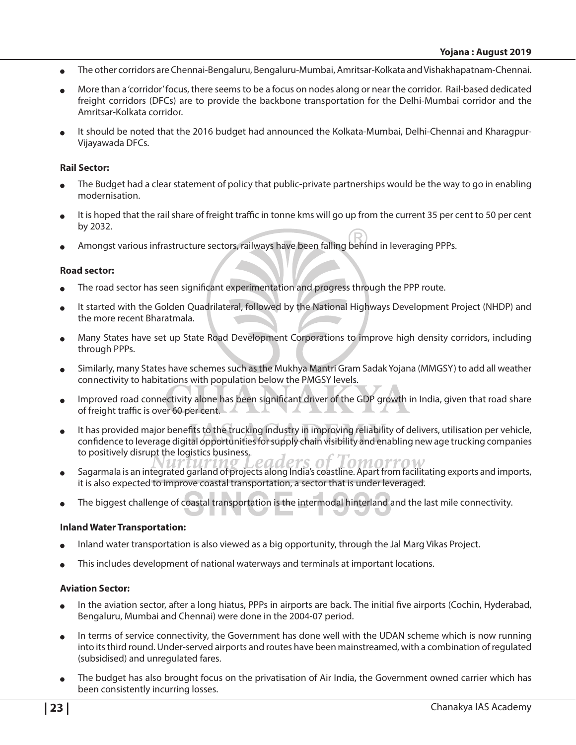- The other corridors are Chennai-Bengaluru, Bengaluru-Mumbai, Amritsar-Kolkata and Vishakhapatnam-Chennai.
- More than a 'corridor' focus, there seems to be a focus on nodes along or near the corridor. Rail-based dedicated freight corridors (DFCs) are to provide the backbone transportation for the Delhi-Mumbai corridor and the Amritsar-Kolkata corridor.
- It should be noted that the 2016 budget had announced the Kolkata-Mumbai, Delhi-Chennai and Kharagpur-Vijayawada DFCs.

**Rail Sector:**

- The Budget had a clear statement of policy that public-private partnerships would be the way to go in enabling modernisation.
- It is hoped that the rail share of freight traffic in tonne kms will go up from the current 35 per cent to 50 per cent by 2032.
- Amongst various infrastructure sectors, railways have been falling behind in leveraging PPPs.

**Road sector:**

- The road sector has seen significant experimentation and progress through the PPP route.
- It started with the Golden Quadrilateral, followed by the National Highways Development Project (NHDP) and the more recent Bharatmala.
- Many States have set up State Road Development Corporations to improve high density corridors, including through PPPs.
- Similarly, many States have schemes such as the Mukhya Mantri Gram Sadak Yojana (MMGSY) to add all weather connectivity to habitations with population below the PMGSY levels.
- Improved road connectivity alone has been significant driver of the GDP growth in India, given that road share of freight traffic is over 60 per cent.
- It has provided major benefits to the trucking industry in improving reliability of delivers, utilisation per vehicle, confidence to leverage digital opportunities for supply chain visibility and enabling new age trucking companies to positively disrupt the logistics business.
- Sagarmala is an integrated garland of projects along India's coastline. Apart from facilitating exports and imports, it is also expected to improve coastal transportation, a sector that is under leveraged.
- The biggest challenge of coastal transportation is the intermodal hinterland and the last mile connectivity.

**Inland Water Transportation:**

- Inland water transportation is also viewed as a big opportunity, through the Jal Marg Vikas Project.
- This includes development of national waterways and terminals at important locations.

**Aviation Sector:**

- In the aviation sector, after a long hiatus, PPPs in airports are back. The initial five airports (Cochin, Hyderabad, Bengaluru, Mumbai and Chennai) were done in the 2004-07 period.
- In terms of service connectivity, the Government has done well with the UDAN scheme which is now running into its third round. Under-served airports and routes have been mainstreamed, with a combination of regulated (subsidised) and unregulated fares.
- The budget has also brought focus on the privatisation of Air India, the Government owned carrier which has been consistently incurring losses.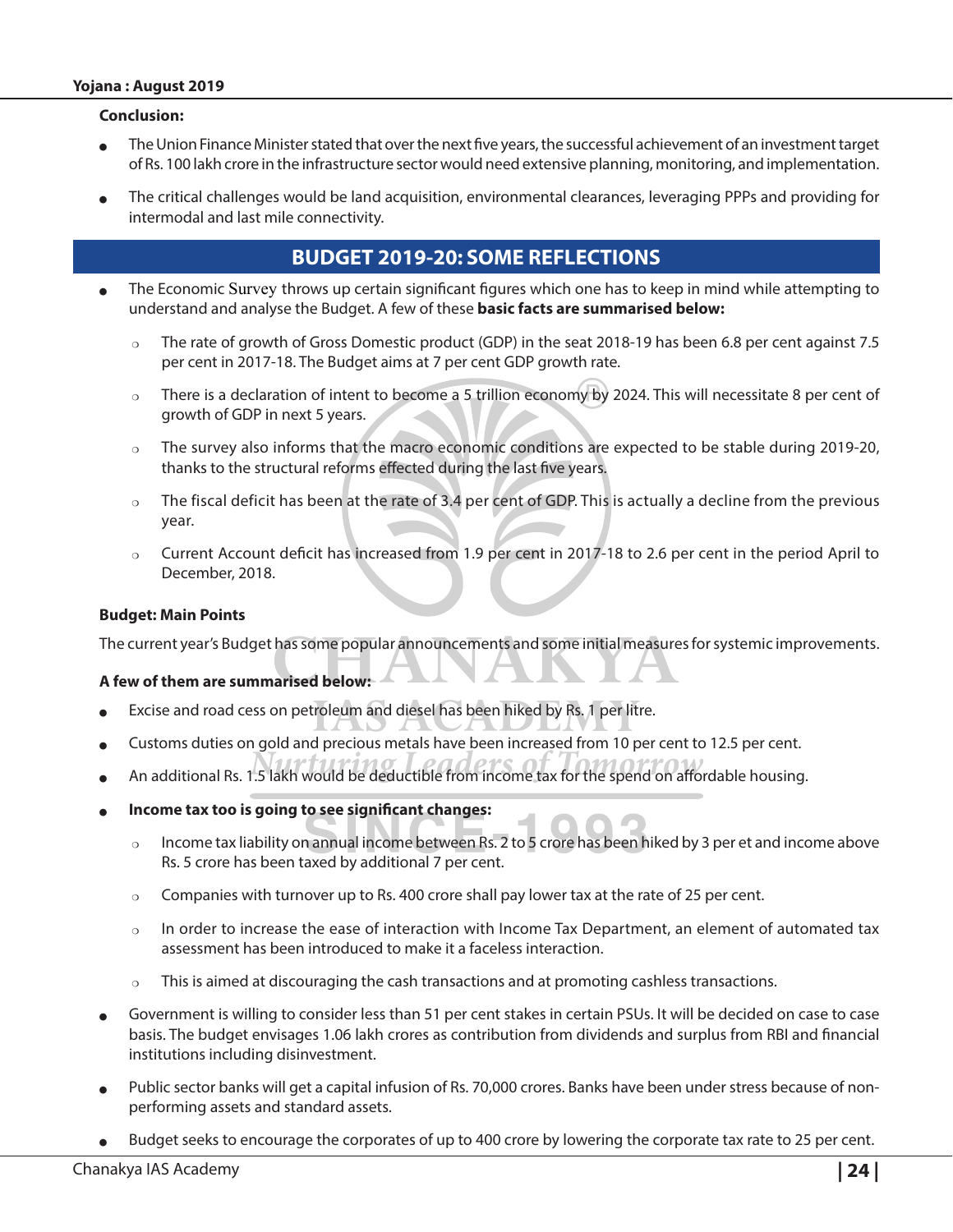**Conclusion:**

- The Union Finance Minister stated that over the next five years, the successful achievement of an investment target of Rs. 100 lakh crore in the infrastructure sector would need extensive planning, monitoring, and implementation.
- The critical challenges would be land acquisition, environmental clearances, leveraging PPPs and providing for intermodal and last mile connectivity.

## BUDGET 2019-20: SOME REFLECTIONS

- The Economic Survey throws up certain significant figures which one has to keep in mind while attempting to understand and analyse the Budget. A few of these **basic facts are summarised below:**
  - The rate of growth of Gross Domestic product (GDP) in the seat 2018-19 has been 6.8 per cent against 7.5 per cent in 2017-18. The Budget aims at 7 per cent GDP growth rate.
  - There is a declaration of intent to become a 5 trillion economy by 2024. This will necessitate 8 per cent of growth of GDP in next 5 years.
  - The survey also informs that the macro economic conditions are expected to be stable during 2019-20, thanks to the structural reforms effected during the last five years.
  - The fiscal deficit has been at the rate of 3.4 per cent of GDP. This is actually a decline from the previous year.
  - Current Account deficit has increased from 1.9 per cent in 2017-18 to 2.6 per cent in the period April to December, 2018.

**Budget: Main Points**

The current year's Budget has some popular announcements and some initial measures for systemic improvements.

**A few of them are summarised below:**

- Excise and road cess on petroleum and diesel has been hiked by Rs. 1 per litre.
- Customs duties on gold and precious metals have been increased from 10 per cent to 12.5 per cent.
- An additional Rs. 1.5 lakh would be deductible from income tax for the spend on affordable housing.
- **Income tax too is going to see significant changes:**
  - Income tax liability on annual income between Rs. 2 to 5 crore has been hiked by 3 per et and income above Rs. 5 crore has been taxed by additional 7 per cent.
  - Companies with turnover up to Rs. 400 crore shall pay lower tax at the rate of 25 per cent.
  - In order to increase the ease of interaction with Income Tax Department, an element of automated tax assessment has been introduced to make it a faceless interaction.
  - This is aimed at discouraging the cash transactions and at promoting cashless transactions.
- Government is willing to consider less than 51 per cent stakes in certain PSUs. It will be decided on case to case basis. The budget envisages 1.06 lakh crores as contribution from dividends and surplus from RBI and financial institutions including disinvestment.
- Public sector banks will get a capital infusion of Rs. 70,000 crores. Banks have been under stress because of non-performing assets and standard assets.
- Budget seeks to encourage the corporates of up to 400 crore by lowering the corporate tax rate to 25 per cent.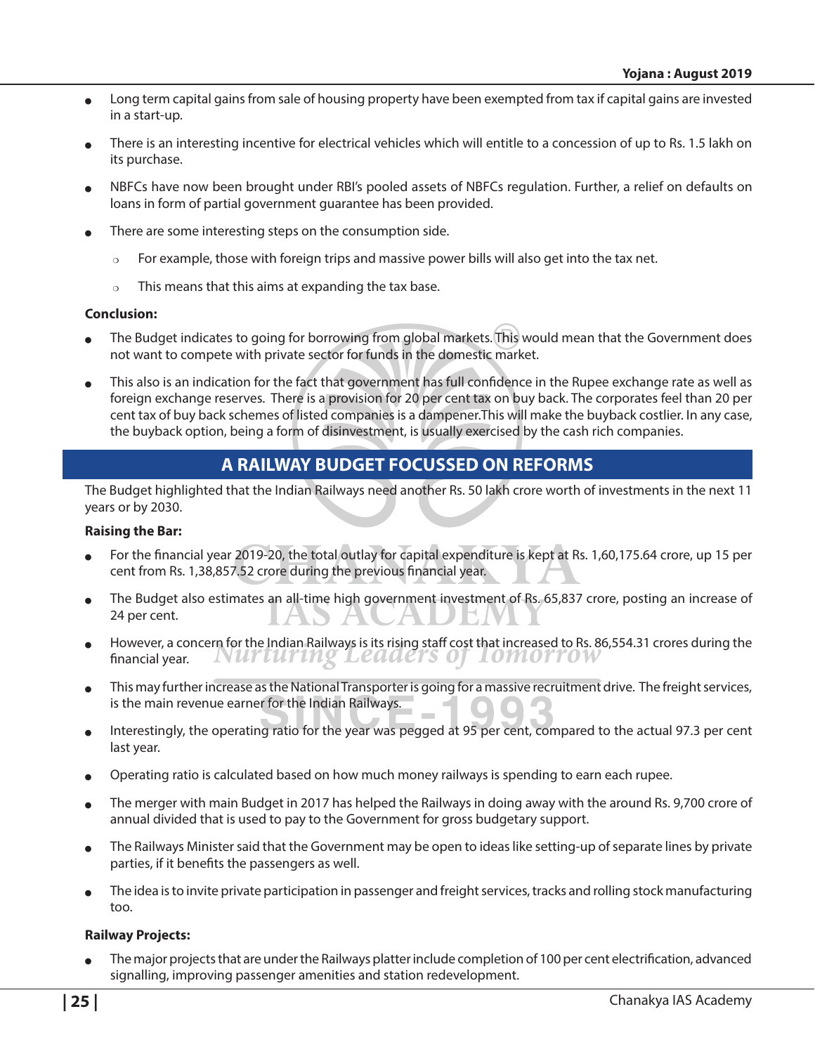- Long term capital gains from sale of housing property have been exempted from tax if capital gains are invested in a start-up.
- There is an interesting incentive for electrical vehicles which will entitle to a concession of up to Rs. 1.5 lakh on its purchase.
- NBFCs have now been brought under RBI's pooled assets of NBFCs regulation. Further, a relief on defaults on loans in form of partial government guarantee has been provided.
- There are some interesting steps on the consumption side.
  - For example, those with foreign trips and massive power bills will also get into the tax net.
  - This means that this aims at expanding the tax base.

**Conclusion:**

- The Budget indicates to going for borrowing from global markets. This would mean that the Government does not want to compete with private sector for funds in the domestic market.
- This also is an indication for the fact that government has full confidence in the Rupee exchange rate as well as foreign exchange reserves. There is a provision for 20 per cent tax on buy back. The corporates feel than 20 per cent tax of buy back schemes of listed companies is a dampener.This will make the buyback costlier. In any case, the buyback option, being a form of disinvestment, is usually exercised by the cash rich companies.

## A RAILWAY BUDGET FOCUSSED ON REFORMS

The Budget highlighted that the Indian Railways need another Rs. 50 lakh crore worth of investments in the next 11 years or by 2030.

**Raising the Bar:**

- For the financial year 2019-20, the total outlay for capital expenditure is kept at Rs. 1,60,175.64 crore, up 15 per cent from Rs. 1,38,857.52 crore during the previous financial year.
- The Budget also estimates an all-time high government investment of Rs. 65,837 crore, posting an increase of 24 per cent.
- However, a concern for the Indian Railways is its rising staff cost that increased to Rs. 86,554.31 crores during the financial year.
- This may further increase as the National Transporter is going for a massive recruitment drive. The freight services, is the main revenue earner for the Indian Railways.
- Interestingly, the operating ratio for the year was pegged at 95 per cent, compared to the actual 97.3 per cent last year.
- Operating ratio is calculated based on how much money railways is spending to earn each rupee.
- The merger with main Budget in 2017 has helped the Railways in doing away with the around Rs. 9,700 crore of annual divided that is used to pay to the Government for gross budgetary support.
- The Railways Minister said that the Government may be open to ideas like setting-up of separate lines by private parties, if it benefits the passengers as well.
- The idea is to invite private participation in passenger and freight services, tracks and rolling stock manufacturing too.

**Railway Projects:**

- The major projects that are under the Railways platter include completion of 100 per cent electrification, advanced signalling, improving passenger amenities and station redevelopment.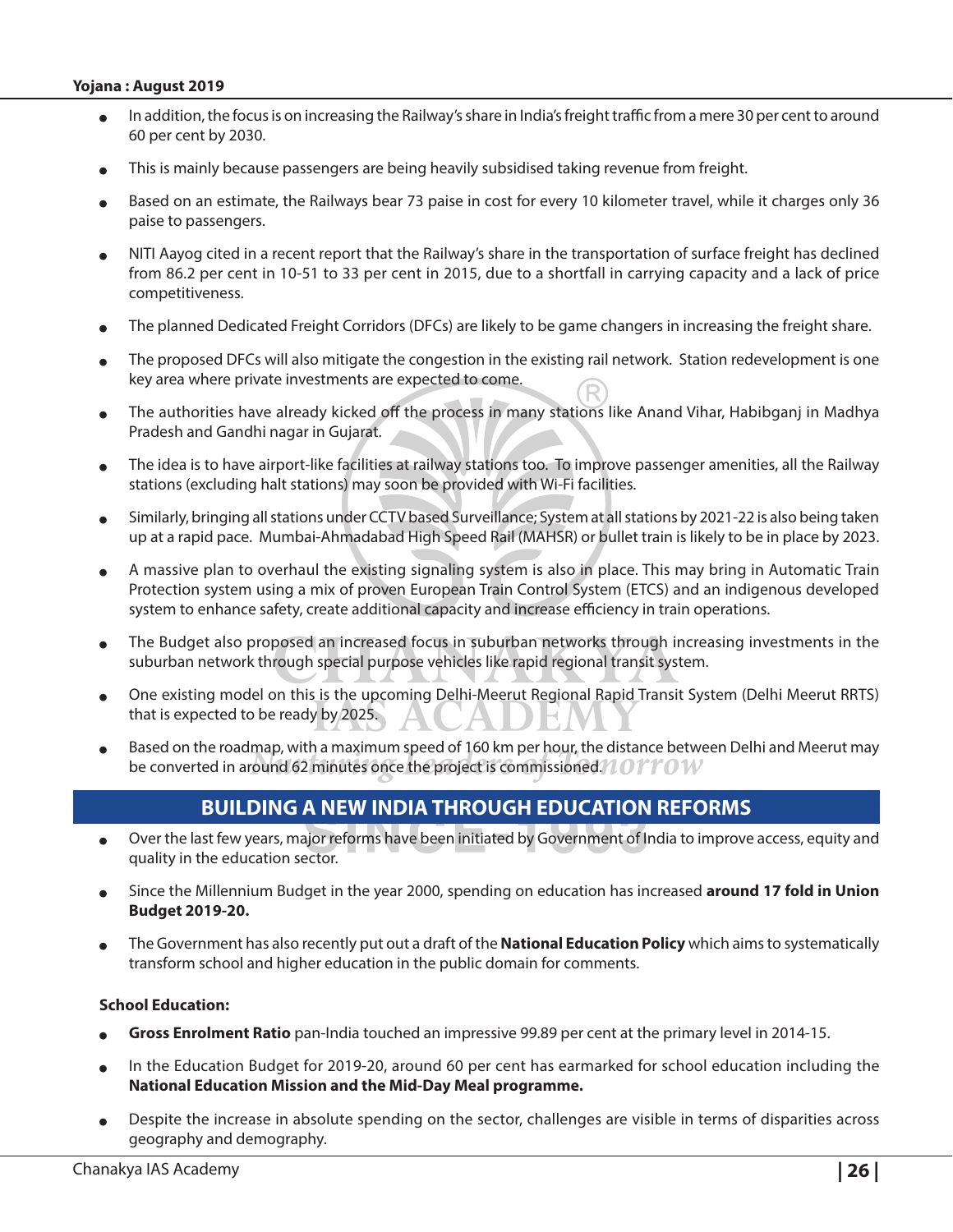- In addition, the focus is on increasing the Railway's share in India's freight traffic from a mere 30 per cent to around 60 per cent by 2030.
- This is mainly because passengers are being heavily subsidised taking revenue from freight.
- Based on an estimate, the Railways bear 73 paise in cost for every 10 kilometer travel, while it charges only 36 paise to passengers.
- NITI Aayog cited in a recent report that the Railway's share in the transportation of surface freight has declined from 86.2 per cent in 10-51 to 33 per cent in 2015, due to a shortfall in carrying capacity and a lack of price competitiveness.
- The planned Dedicated Freight Corridors (DFCs) are likely to be game changers in increasing the freight share.
- The proposed DFCs will also mitigate the congestion in the existing rail network. Station redevelopment is one key area where private investments are expected to come.
- The authorities have already kicked off the process in many stations like Anand Vihar, Habibganj in Madhya Pradesh and Gandhi nagar in Gujarat.
- The idea is to have airport-like facilities at railway stations too. To improve passenger amenities, all the Railway stations (excluding halt stations) may soon be provided with Wi-Fi facilities.
- Similarly, bringing all stations under CCTV based Surveillance; System at all stations by 2021-22 is also being taken up at a rapid pace. Mumbai-Ahmadabad High Speed Rail (MAHSR) or bullet train is likely to be in place by 2023.
- A massive plan to overhaul the existing signaling system is also in place. This may bring in Automatic Train Protection system using a mix of proven European Train Control System (ETCS) and an indigenous developed system to enhance safety, create additional capacity and increase efficiency in train operations.
- The Budget also proposed an increased focus in suburban networks through increasing investments in the suburban network through special purpose vehicles like rapid regional transit system.
- One existing model on this is the upcoming Delhi-Meerut Regional Rapid Transit System (Delhi Meerut RRTS) that is expected to be ready by 2025.
- Based on the roadmap, with a maximum speed of 160 km per hour, the distance between Delhi and Meerut may be converted in around 62 minutes once the project is commissioned.

## BUILDING A NEW INDIA THROUGH EDUCATION REFORMS

- Over the last few years, major reforms have been initiated by Government of India to improve access, equity and quality in the education sector.
- Since the Millennium Budget in the year 2000, spending on education has increased **around 17 fold in Union Budget 2019-20.**
- The Government has also recently put out a draft of the **National Education Policy** which aims to systematically transform school and higher education in the public domain for comments.

**School Education:**

- **Gross Enrolment Ratio** pan-India touched an impressive 99.89 per cent at the primary level in 2014-15.
- In the Education Budget for 2019-20, around 60 per cent has earmarked for school education including the **National Education Mission and the Mid-Day Meal programme.**
- Despite the increase in absolute spending on the sector, challenges are visible in terms of disparities across geography and demography.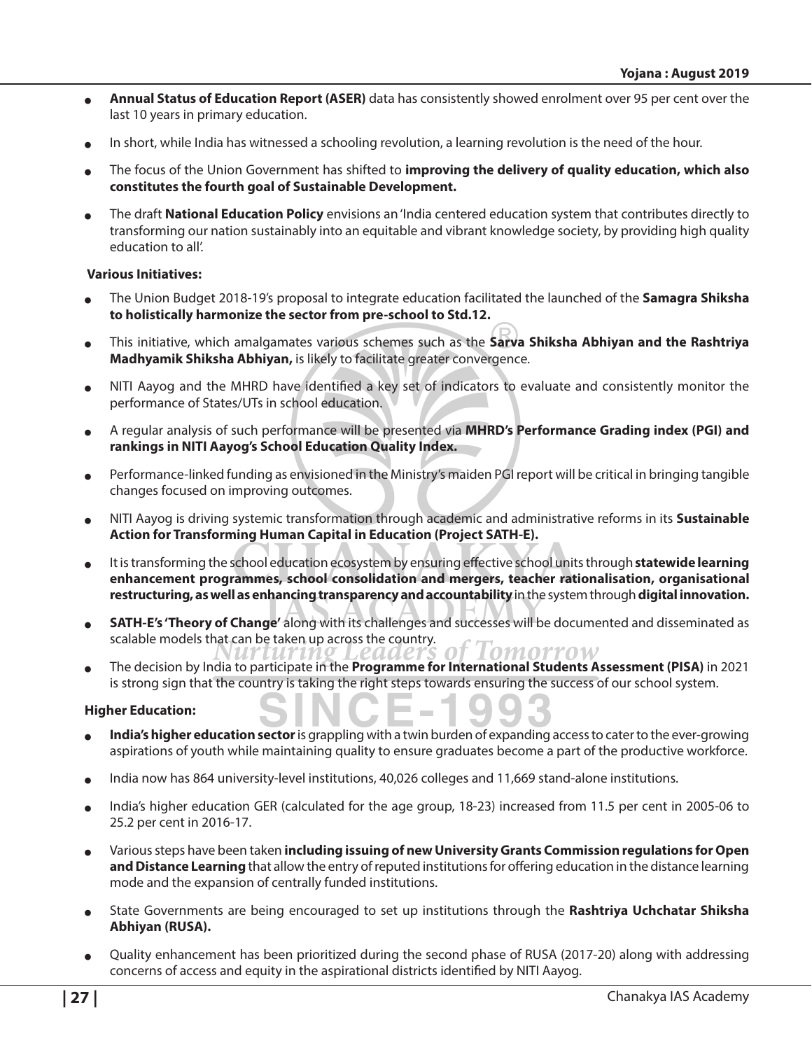- **Annual Status of Education Report (ASER)** data has consistently showed enrolment over 95 per cent over the last 10 years in primary education.
- In short, while India has witnessed a schooling revolution, a learning revolution is the need of the hour.
- The focus of the Union Government has shifted to **improving the delivery of quality education, which also constitutes the fourth goal of Sustainable Development.**
- The draft **National Education Policy** envisions an 'India centered education system that contributes directly to transforming our nation sustainably into an equitable and vibrant knowledge society, by providing high quality education to all'.

**Various Initiatives:**

- The Union Budget 2018-19's proposal to integrate education facilitated the launched of the **Samagra Shiksha to holistically harmonize the sector from pre-school to Std.12.**
- This initiative, which amalgamates various schemes such as the **Sarva Shiksha Abhiyan and the Rashtriya Madhyamik Shiksha Abhiyan,** is likely to facilitate greater convergence.
- NITI Aayog and the MHRD have identified a key set of indicators to evaluate and consistently monitor the performance of States/UTs in school education.
- A regular analysis of such performance will be presented via **MHRD's Performance Grading index (PGI) and rankings in NITI Aayog's School Education Quality Index.**
- Performance-linked funding as envisioned in the Ministry's maiden PGI report will be critical in bringing tangible changes focused on improving outcomes.
- NITI Aayog is driving systemic transformation through academic and administrative reforms in its **Sustainable Action for Transforming Human Capital in Education (Project SATH-E).**
- It is transforming the school education ecosystem by ensuring effective school units through **statewide learning enhancement programmes, school consolidation and mergers, teacher rationalisation, organisational restructuring, as well as enhancing transparency and accountability** in the system through **digital innovation.**
- **SATH-E's 'Theory of Change'** along with its challenges and successes will be documented and disseminated as scalable models that can be taken up across the country.
- The decision by India to participate in the **Programme for International Students Assessment (PISA)** in 2021 is strong sign that the country is taking the right steps towards ensuring the success of our school system.

**Higher Education:**

- **India's higher education sector** is grappling with a twin burden of expanding access to cater to the ever-growing aspirations of youth while maintaining quality to ensure graduates become a part of the productive workforce.
- India now has 864 university-level institutions, 40,026 colleges and 11,669 stand-alone institutions.
- India's higher education GER (calculated for the age group, 18-23) increased from 11.5 per cent in 2005-06 to 25.2 per cent in 2016-17.
- Various steps have been taken **including issuing of new University Grants Commission regulations for Open and Distance Learning** that allow the entry of reputed institutions for offering education in the distance learning mode and the expansion of centrally funded institutions.
- State Governments are being encouraged to set up institutions through the **Rashtriya Uchchatar Shiksha Abhiyan (RUSA).**
- Quality enhancement has been prioritized during the second phase of RUSA (2017-20) along with addressing concerns of access and equity in the aspirational districts identified by NITI Aayog.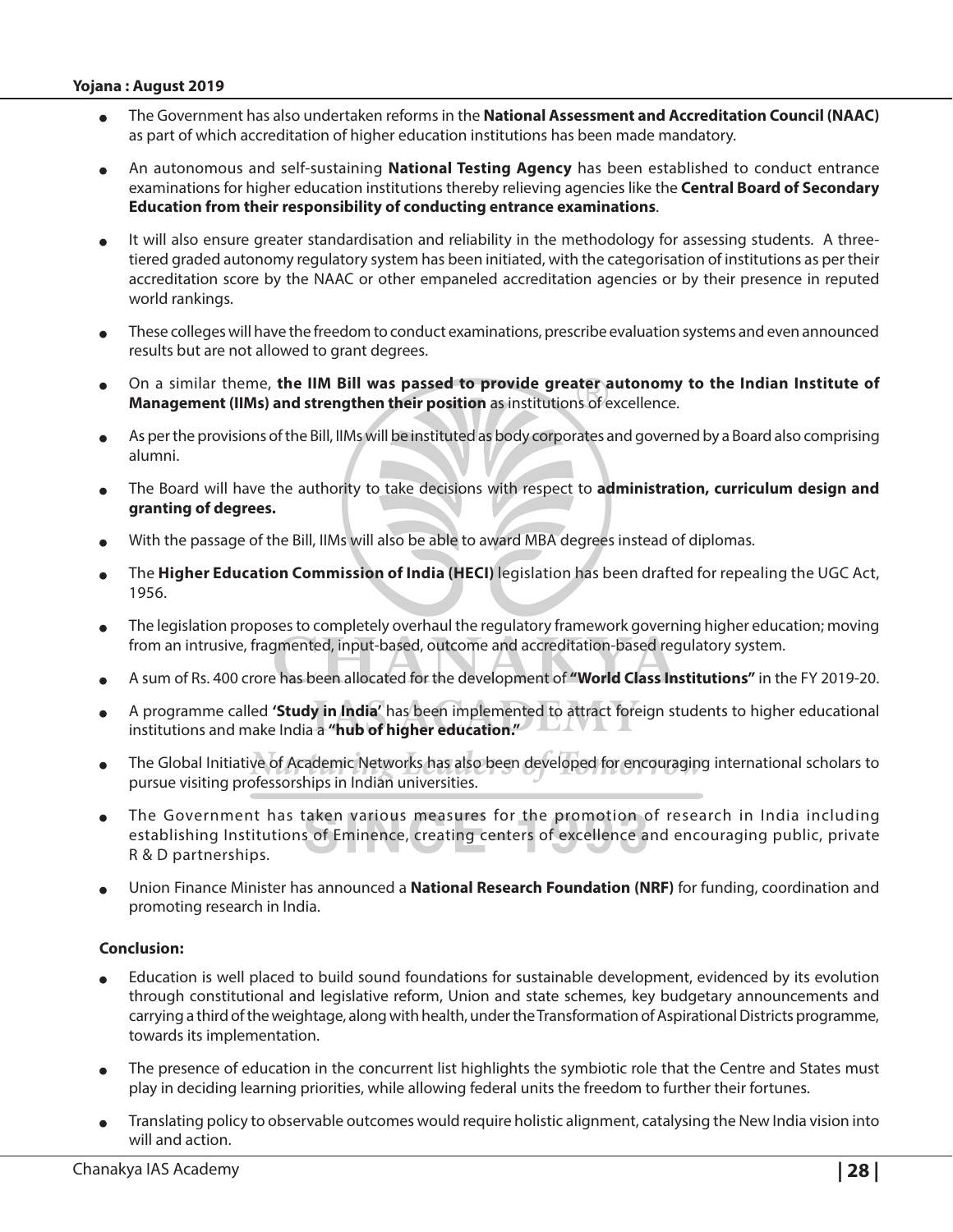- The Government has also undertaken reforms in the **National Assessment and Accreditation Council (NAAC)** as part of which accreditation of higher education institutions has been made mandatory.
- An autonomous and self-sustaining **National Testing Agency** has been established to conduct entrance examinations for higher education institutions thereby relieving agencies like the **Central Board of Secondary Education from their responsibility of conducting entrance examinations**.
- It will also ensure greater standardisation and reliability in the methodology for assessing students. A three-tiered graded autonomy regulatory system has been initiated, with the categorisation of institutions as per their accreditation score by the NAAC or other empaneled accreditation agencies or by their presence in reputed world rankings.
- These colleges will have the freedom to conduct examinations, prescribe evaluation systems and even announced results but are not allowed to grant degrees.
- On a similar theme, **the IIM Bill was passed to provide greater autonomy to the Indian Institute of Management (IIMs) and strengthen their position** as institutions of excellence.
- As per the provisions of the Bill, IIMs will be instituted as body corporates and governed by a Board also comprising alumni.
- The Board will have the authority to take decisions with respect to **administration, curriculum design and granting of degrees.**
- With the passage of the Bill, IIMs will also be able to award MBA degrees instead of diplomas.
- The **Higher Education Commission of India (HECI)** legislation has been drafted for repealing the UGC Act, 1956.
- The legislation proposes to completely overhaul the regulatory framework governing higher education; moving from an intrusive, fragmented, input-based, outcome and accreditation-based regulatory system.
- A sum of Rs. 400 crore has been allocated for the development of **"World Class Institutions"** in the FY 2019-20.
- A programme called **'Study in India'** has been implemented to attract foreign students to higher educational institutions and make India a **"hub of higher education."**
- The Global Initiative of Academic Networks has also been developed for encouraging international scholars to pursue visiting professorships in Indian universities.
- The Government has taken various measures for the promotion of research in India including establishing Institutions of Eminence, creating centers of excellence and encouraging public, private R & D partnerships.
- Union Finance Minister has announced a **National Research Foundation (NRF)** for funding, coordination and promoting research in India.

**Conclusion:**

- Education is well placed to build sound foundations for sustainable development, evidenced by its evolution through constitutional and legislative reform, Union and state schemes, key budgetary announcements and carrying a third of the weightage, along with health, under the Transformation of Aspirational Districts programme, towards its implementation.
- The presence of education in the concurrent list highlights the symbiotic role that the Centre and States must play in deciding learning priorities, while allowing federal units the freedom to further their fortunes.
- Translating policy to observable outcomes would require holistic alignment, catalysing the New India vision into will and action.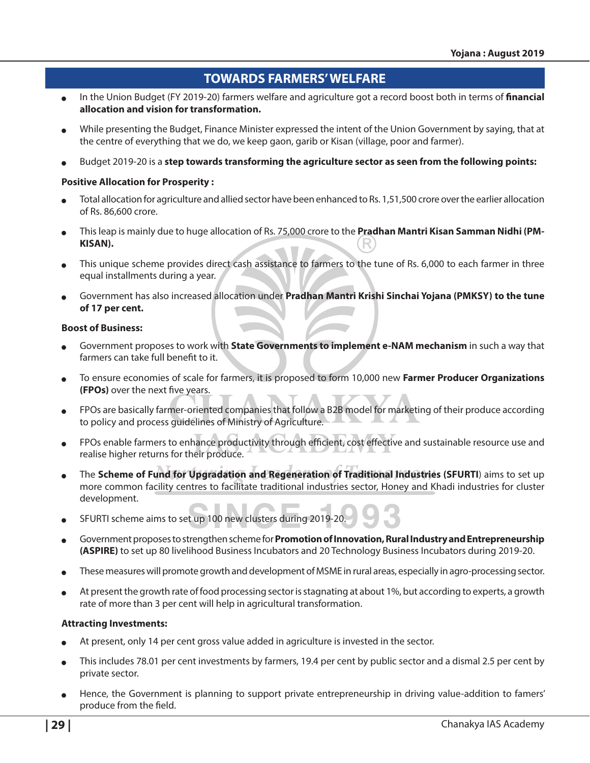## TOWARDS FARMERS' WELFARE

- In the Union Budget (FY 2019-20) farmers welfare and agriculture got a record boost both in terms of **financial allocation and vision for transformation.**
- While presenting the Budget, Finance Minister expressed the intent of the Union Government by saying, that at the centre of everything that we do, we keep gaon, garib or Kisan (village, poor and farmer).
- Budget 2019-20 is a **step towards transforming the agriculture sector as seen from the following points:**

**Positive Allocation for Prosperity :**

- Total allocation for agriculture and allied sector have been enhanced to Rs. 1,51,500 crore over the earlier allocation of Rs. 86,600 crore.
- This leap is mainly due to huge allocation of Rs. 75,000 crore to the **Pradhan Mantri Kisan Samman Nidhi (PM-KISAN).**
- This unique scheme provides direct cash assistance to farmers to the tune of Rs. 6,000 to each farmer in three equal installments during a year.
- Government has also increased allocation under **Pradhan Mantri Krishi Sinchai Yojana (PMKSY) to the tune of 17 per cent.**

**Boost of Business:**

- Government proposes to work with **State Governments to implement e-NAM mechanism** in such a way that farmers can take full benefit to it.
- To ensure economies of scale for farmers, it is proposed to form 10,000 new **Farmer Producer Organizations (FPOs)** over the next five years.
- FPOs are basically farmer-oriented companies that follow a B2B model for marketing of their produce according to policy and process guidelines of Ministry of Agriculture.
- FPOs enable farmers to enhance productivity through efficient, cost effective and sustainable resource use and realise higher returns for their produce.
- The **Scheme of Fund for Upgradation and Regeneration of Traditional Industries (SFURTI**) aims to set up more common facility centres to facilitate traditional industries sector, Honey and Khadi industries for cluster development.
- SFURTI scheme aims to set up 100 new clusters during 2019-20.
- Government proposes to strengthen scheme for **Promotion of Innovation, Rural Industry and Entrepreneurship (ASPIRE)** to set up 80 livelihood Business Incubators and 20 Technology Business Incubators during 2019-20.
- These measures will promote growth and development of MSME in rural areas, especially in agro-processing sector.
- At present the growth rate of food processing sector is stagnating at about 1%, but according to experts, a growth rate of more than 3 per cent will help in agricultural transformation.

**Attracting Investments:**

- At present, only 14 per cent gross value added in agriculture is invested in the sector.
- This includes 78.01 per cent investments by farmers, 19.4 per cent by public sector and a dismal 2.5 per cent by private sector.
- Hence, the Government is planning to support private entrepreneurship in driving value-addition to famers' produce from the field.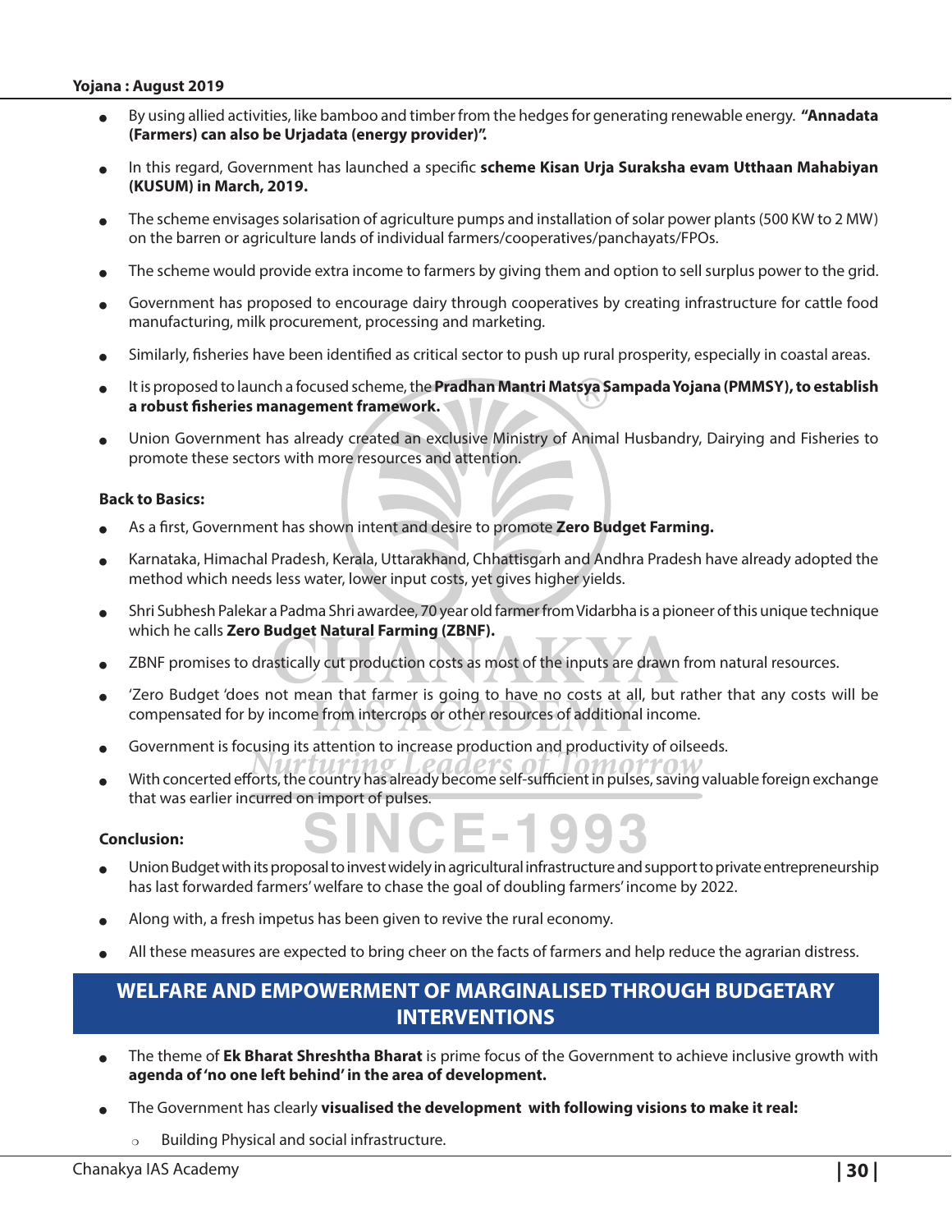- By using allied activities, like bamboo and timber from the hedges for generating renewable energy. **"Annadata (Farmers) can also be Urjadata (energy provider)".**
- In this regard, Government has launched a specific **scheme Kisan Urja Suraksha evam Utthaan Mahabiyan (KUSUM) in March, 2019.**
- The scheme envisages solarisation of agriculture pumps and installation of solar power plants (500 KW to 2 MW) on the barren or agriculture lands of individual farmers/cooperatives/panchayats/FPOs.
- The scheme would provide extra income to farmers by giving them and option to sell surplus power to the grid.
- Government has proposed to encourage dairy through cooperatives by creating infrastructure for cattle food manufacturing, milk procurement, processing and marketing.
- Similarly, fisheries have been identified as critical sector to push up rural prosperity, especially in coastal areas.
- It is proposed to launch a focused scheme, the **Pradhan Mantri Matsya Sampada Yojana (PMMSY), to establish a robust fisheries management framework.**
- Union Government has already created an exclusive Ministry of Animal Husbandry, Dairying and Fisheries to promote these sectors with more resources and attention.

**Back to Basics:**

- As a first, Government has shown intent and desire to promote **Zero Budget Farming.**
- Karnataka, Himachal Pradesh, Kerala, Uttarakhand, Chhattisgarh and Andhra Pradesh have already adopted the method which needs less water, lower input costs, yet gives higher yields.
- Shri Subhesh Palekar a Padma Shri awardee, 70 year old farmer from Vidarbha is a pioneer of this unique technique which he calls **Zero Budget Natural Farming (ZBNF).**
- ZBNF promises to drastically cut production costs as most of the inputs are drawn from natural resources.
- 'Zero Budget 'does not mean that farmer is going to have no costs at all, but rather that any costs will be compensated for by income from intercrops or other resources of additional income.
- Government is focusing its attention to increase production and productivity of oilseeds.
- With concerted efforts, the country has already become self-sufficient in pulses, saving valuable foreign exchange that was earlier incurred on import of pulses.

**Conclusion:**

- Union Budget with its proposal to invest widely in agricultural infrastructure and support to private entrepreneurship has last forwarded farmers' welfare to chase the goal of doubling farmers' income by 2022.
- Along with, a fresh impetus has been given to revive the rural economy.
- All these measures are expected to bring cheer on the facts of farmers and help reduce the agrarian distress.

## WELFARE AND EMPOWERMENT OF MARGINALISED THROUGH BUDGETARY INTERVENTIONS

- The theme of **Ek Bharat Shreshtha Bharat** is prime focus of the Government to achieve inclusive growth with **agenda of 'no one left behind' in the area of development.**
- The Government has clearly **visualised the development with following visions to make it real:**
  - Building Physical and social infrastructure.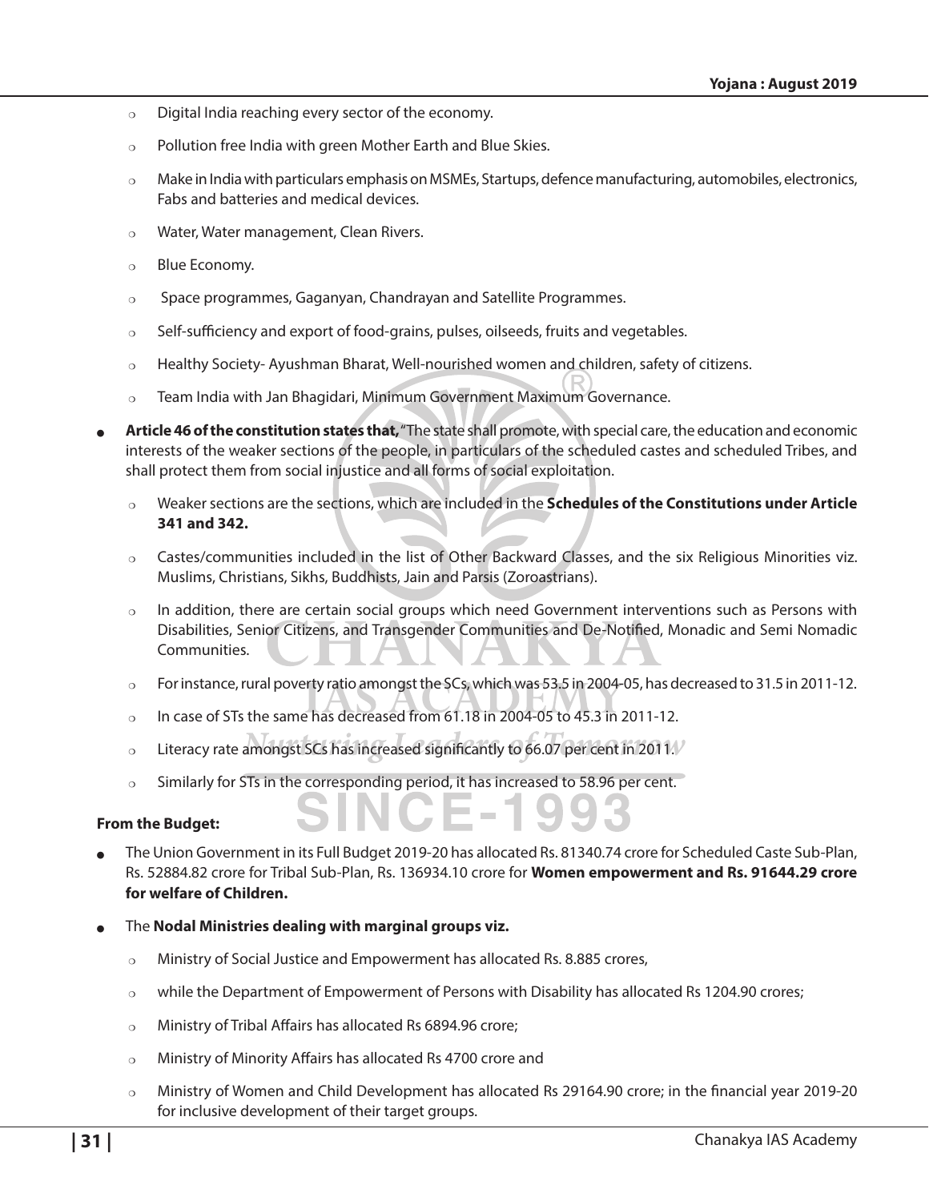- Digital India reaching every sector of the economy.
- Pollution free India with green Mother Earth and Blue Skies.
- Make in India with particulars emphasis on MSMEs, Startups, defence manufacturing, automobiles, electronics, Fabs and batteries and medical devices.
- Water, Water management, Clean Rivers.
- Blue Economy.
- Space programmes, Gaganyan, Chandrayan and Satellite Programmes.
- Self-sufficiency and export of food-grains, pulses, oilseeds, fruits and vegetables.
- Healthy Society- Ayushman Bharat, Well-nourished women and children, safety of citizens.
- Team India with Jan Bhagidari, Minimum Government Maximum Governance.

- **Article 46 of the constitution states that,** "The state shall promote, with special care, the education and economic interests of the weaker sections of the people, in particulars of the scheduled castes and scheduled Tribes, and shall protect them from social injustice and all forms of social exploitation.
  - Weaker sections are the sections, which are included in the **Schedules of the Constitutions under Article 341 and 342.**
  - Castes/communities included in the list of Other Backward Classes, and the six Religious Minorities viz. Muslims, Christians, Sikhs, Buddhists, Jain and Parsis (Zoroastrians).
  - In addition, there are certain social groups which need Government interventions such as Persons with Disabilities, Senior Citizens, and Transgender Communities and De-Notified, Monadic and Semi Nomadic Communities.
  - For instance, rural poverty ratio amongst the SCs, which was 53.5 in 2004-05, has decreased to 31.5 in 2011-12.
  - In case of STs the same has decreased from 61.18 in 2004-05 to 45.3 in 2011-12.
  - Literacy rate amongst SCs has increased significantly to 66.07 per cent in 2011.
  - Similarly for STs in the corresponding period, it has increased to 58.96 per cent.

**From the Budget:**

- The Union Government in its Full Budget 2019-20 has allocated Rs. 81340.74 crore for Scheduled Caste Sub-Plan, Rs. 52884.82 crore for Tribal Sub-Plan, Rs. 136934.10 crore for **Women empowerment and Rs. 91644.29 crore for welfare of Children.**
- The **Nodal Ministries dealing with marginal groups viz.**
  - Ministry of Social Justice and Empowerment has allocated Rs. 8.885 crores,
  - while the Department of Empowerment of Persons with Disability has allocated Rs 1204.90 crores;
  - Ministry of Tribal Affairs has allocated Rs 6894.96 crore;
  - Ministry of Minority Affairs has allocated Rs 4700 crore and
  - Ministry of Women and Child Development has allocated Rs 29164.90 crore; in the financial year 2019-20 for inclusive development of their target groups.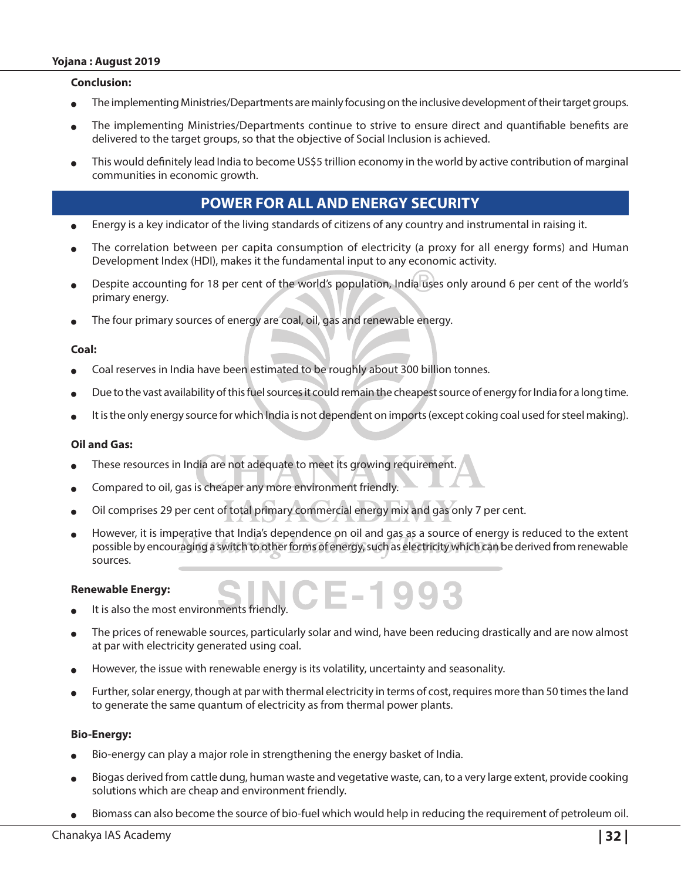**Conclusion:**

- The implementing Ministries/Departments are mainly focusing on the inclusive development of their target groups.
- The implementing Ministries/Departments continue to strive to ensure direct and quantifiable benefits are delivered to the target groups, so that the objective of Social Inclusion is achieved.
- This would definitely lead India to become US$5 trillion economy in the world by active contribution of marginal communities in economic growth.

## POWER FOR ALL AND ENERGY SECURITY

- Energy is a key indicator of the living standards of citizens of any country and instrumental in raising it.
- The correlation between per capita consumption of electricity (a proxy for all energy forms) and Human Development Index (HDI), makes it the fundamental input to any economic activity.
- Despite accounting for 18 per cent of the world's population, India uses only around 6 per cent of the world's primary energy.
- The four primary sources of energy are coal, oil, gas and renewable energy.

**Coal:**

- Coal reserves in India have been estimated to be roughly about 300 billion tonnes.
- Due to the vast availability of this fuel sources it could remain the cheapest source of energy for India for a long time.
- It is the only energy source for which India is not dependent on imports (except coking coal used for steel making).

**Oil and Gas:**

- These resources in India are not adequate to meet its growing requirement.
- Compared to oil, gas is cheaper any more environment friendly.
- Oil comprises 29 per cent of total primary commercial energy mix and gas only 7 per cent.
- However, it is imperative that India's dependence on oil and gas as a source of energy is reduced to the extent possible by encouraging a switch to other forms of energy, such as electricity which can be derived from renewable sources.

**Renewable Energy:**

- It is also the most environments friendly.
- The prices of renewable sources, particularly solar and wind, have been reducing drastically and are now almost at par with electricity generated using coal.
- However, the issue with renewable energy is its volatility, uncertainty and seasonality.
- Further, solar energy, though at par with thermal electricity in terms of cost, requires more than 50 times the land to generate the same quantum of electricity as from thermal power plants.

**Bio-Energy:**

- Bio-energy can play a major role in strengthening the energy basket of India.
- Biogas derived from cattle dung, human waste and vegetative waste, can, to a very large extent, provide cooking solutions which are cheap and environment friendly.
- Biomass can also become the source of bio-fuel which would help in reducing the requirement of petroleum oil.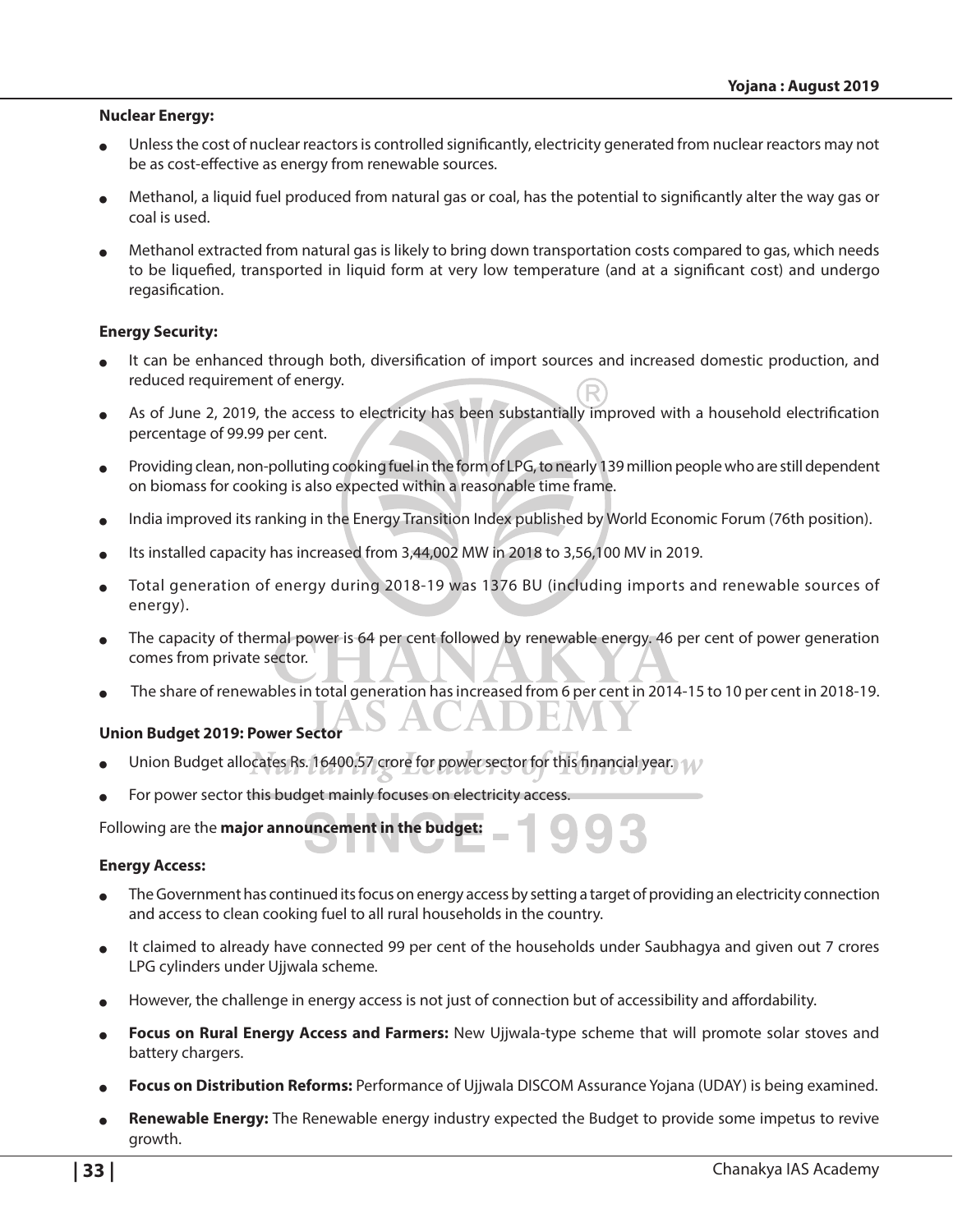**Nuclear Energy:**

- Unless the cost of nuclear reactors is controlled significantly, electricity generated from nuclear reactors may not be as cost-effective as energy from renewable sources.
- Methanol, a liquid fuel produced from natural gas or coal, has the potential to significantly alter the way gas or coal is used.
- Methanol extracted from natural gas is likely to bring down transportation costs compared to gas, which needs to be liquefied, transported in liquid form at very low temperature (and at a significant cost) and undergo regasification.

**Energy Security:**

- It can be enhanced through both, diversification of import sources and increased domestic production, and reduced requirement of energy.
- As of June 2, 2019, the access to electricity has been substantially improved with a household electrification percentage of 99.99 per cent.
- Providing clean, non-polluting cooking fuel in the form of LPG, to nearly 139 million people who are still dependent on biomass for cooking is also expected within a reasonable time frame.
- India improved its ranking in the Energy Transition Index published by World Economic Forum (76th position).
- Its installed capacity has increased from 3,44,002 MW in 2018 to 3,56,100 MV in 2019.
- Total generation of energy during 2018-19 was 1376 BU (including imports and renewable sources of energy).
- The capacity of thermal power is 64 per cent followed by renewable energy. 46 per cent of power generation comes from private sector.
- The share of renewables in total generation has increased from 6 per cent in 2014-15 to 10 per cent in 2018-19.

**Union Budget 2019: Power Sector**

- Union Budget allocates Rs. 16400.57 crore for power sector for this financial year.
- For power sector this budget mainly focuses on electricity access.

Following are the **major announcement in the budget:**

**Energy Access:**

- The Government has continued its focus on energy access by setting a target of providing an electricity connection and access to clean cooking fuel to all rural households in the country.
- It claimed to already have connected 99 per cent of the households under Saubhagya and given out 7 crores LPG cylinders under Ujjwala scheme.
- However, the challenge in energy access is not just of connection but of accessibility and affordability.
- **Focus on Rural Energy Access and Farmers:** New Ujjwala-type scheme that will promote solar stoves and battery chargers.
- **Focus on Distribution Reforms:** Performance of Ujjwala DISCOM Assurance Yojana (UDAY) is being examined.
- **Renewable Energy:** The Renewable energy industry expected the Budget to provide some impetus to revive growth.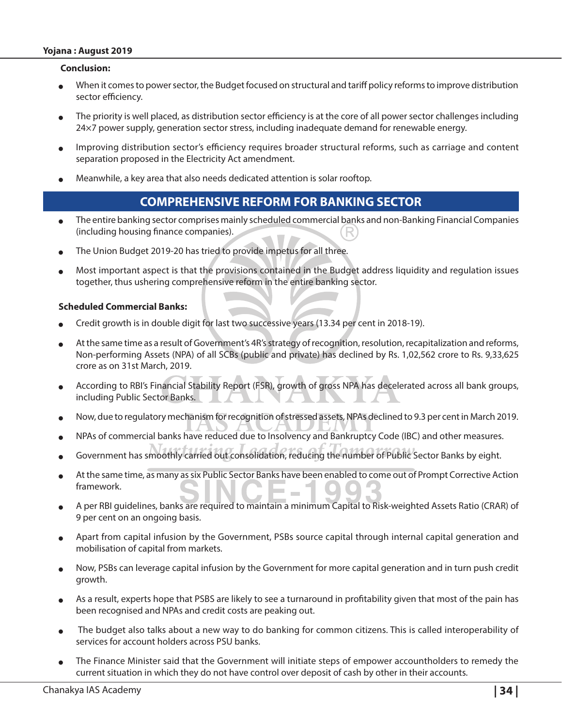**Conclusion:**

- When it comes to power sector, the Budget focused on structural and tariff policy reforms to improve distribution sector efficiency.
- The priority is well placed, as distribution sector efficiency is at the core of all power sector challenges including 24×7 power supply, generation sector stress, including inadequate demand for renewable energy.
- Improving distribution sector's efficiency requires broader structural reforms, such as carriage and content separation proposed in the Electricity Act amendment.
- Meanwhile, a key area that also needs dedicated attention is solar rooftop.

## COMPREHENSIVE REFORM FOR BANKING SECTOR

- The entire banking sector comprises mainly scheduled commercial banks and non-Banking Financial Companies (including housing finance companies).
- The Union Budget 2019-20 has tried to provide impetus for all three.
- Most important aspect is that the provisions contained in the Budget address liquidity and regulation issues together, thus ushering comprehensive reform in the entire banking sector.

**Scheduled Commercial Banks:**

- Credit growth is in double digit for last two successive years (13.34 per cent in 2018-19).
- At the same time as a result of Government's 4R's strategy of recognition, resolution, recapitalization and reforms, Non-performing Assets (NPA) of all SCBs (public and private) has declined by Rs. 1,02,562 crore to Rs. 9,33,625 crore as on 31st March, 2019.
- According to RBI's Financial Stability Report (FSR), growth of gross NPA has decelerated across all bank groups, including Public Sector Banks.
- Now, due to regulatory mechanism for recognition of stressed assets, NPAs declined to 9.3 per cent in March 2019.
- NPAs of commercial banks have reduced due to Insolvency and Bankruptcy Code (IBC) and other measures.
- Government has smoothly carried out consolidation, reducing the number of Public Sector Banks by eight.
- At the same time, as many as six Public Sector Banks have been enabled to come out of Prompt Corrective Action framework.
- A per RBI guidelines, banks are required to maintain a minimum Capital to Risk-weighted Assets Ratio (CRAR) of 9 per cent on an ongoing basis.
- Apart from capital infusion by the Government, PSBs source capital through internal capital generation and mobilisation of capital from markets.
- Now, PSBs can leverage capital infusion by the Government for more capital generation and in turn push credit growth.
- As a result, experts hope that PSBS are likely to see a turnaround in profitability given that most of the pain has been recognised and NPAs and credit costs are peaking out.
- The budget also talks about a new way to do banking for common citizens. This is called interoperability of services for account holders across PSU banks.
- The Finance Minister said that the Government will initiate steps of empower accountholders to remedy the current situation in which they do not have control over deposit of cash by other in their accounts.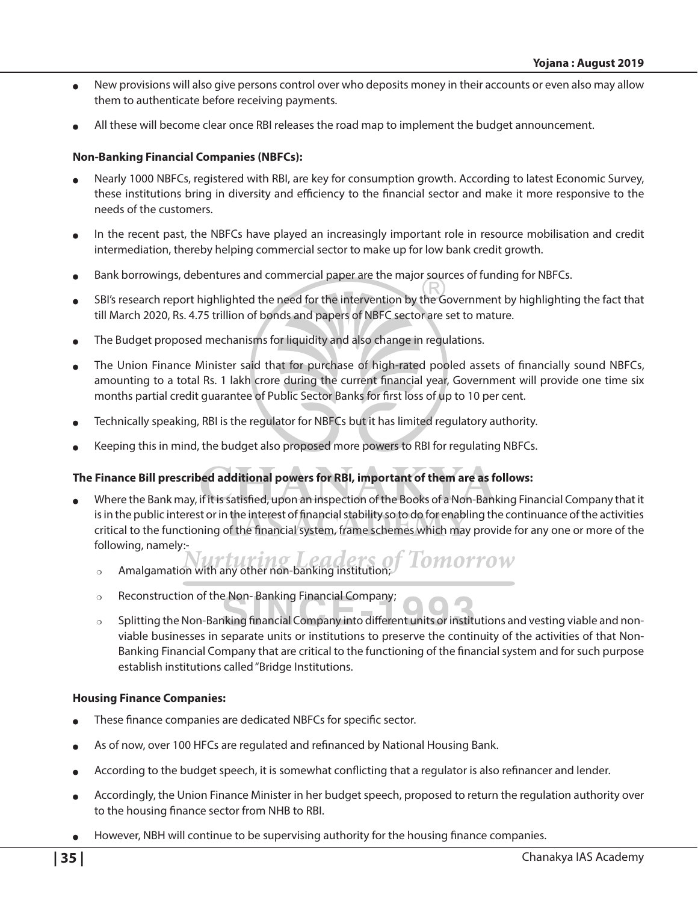- New provisions will also give persons control over who deposits money in their accounts or even also may allow them to authenticate before receiving payments.
- All these will become clear once RBI releases the road map to implement the budget announcement.

**Non-Banking Financial Companies (NBFCs):**

- Nearly 1000 NBFCs, registered with RBI, are key for consumption growth. According to latest Economic Survey, these institutions bring in diversity and efficiency to the financial sector and make it more responsive to the needs of the customers.
- In the recent past, the NBFCs have played an increasingly important role in resource mobilisation and credit intermediation, thereby helping commercial sector to make up for low bank credit growth.
- Bank borrowings, debentures and commercial paper are the major sources of funding for NBFCs.
- SBI's research report highlighted the need for the intervention by the Government by highlighting the fact that till March 2020, Rs. 4.75 trillion of bonds and papers of NBFC sector are set to mature.
- The Budget proposed mechanisms for liquidity and also change in regulations.
- The Union Finance Minister said that for purchase of high-rated pooled assets of financially sound NBFCs, amounting to a total Rs. 1 lakh crore during the current financial year, Government will provide one time six months partial credit guarantee of Public Sector Banks for first loss of up to 10 per cent.
- Technically speaking, RBI is the regulator for NBFCs but it has limited regulatory authority.
- Keeping this in mind, the budget also proposed more powers to RBI for regulating NBFCs.

**The Finance Bill prescribed additional powers for RBI, important of them are as follows:**

- Where the Bank may, if it is satisfied, upon an inspection of the Books of a Non-Banking Financial Company that it is in the public interest or in the interest of financial stability so to do for enabling the continuance of the activities critical to the functioning of the financial system, frame schemes which may provide for any one or more of the following, namely:-
  - Amalgamation with any other non-banking institution;
  - Reconstruction of the Non- Banking Financial Company;
  - Splitting the Non-Banking financial Company into different units or institutions and vesting viable and non-viable businesses in separate units or institutions to preserve the continuity of the activities of that Non-Banking Financial Company that are critical to the functioning of the financial system and for such purpose establish institutions called "Bridge Institutions.

**Housing Finance Companies:**

- These finance companies are dedicated NBFCs for specific sector.
- As of now, over 100 HFCs are regulated and refinanced by National Housing Bank.
- According to the budget speech, it is somewhat conflicting that a regulator is also refinancer and lender.
- Accordingly, the Union Finance Minister in her budget speech, proposed to return the regulation authority over to the housing finance sector from NHB to RBI.
- However, NBH will continue to be supervising authority for the housing finance companies.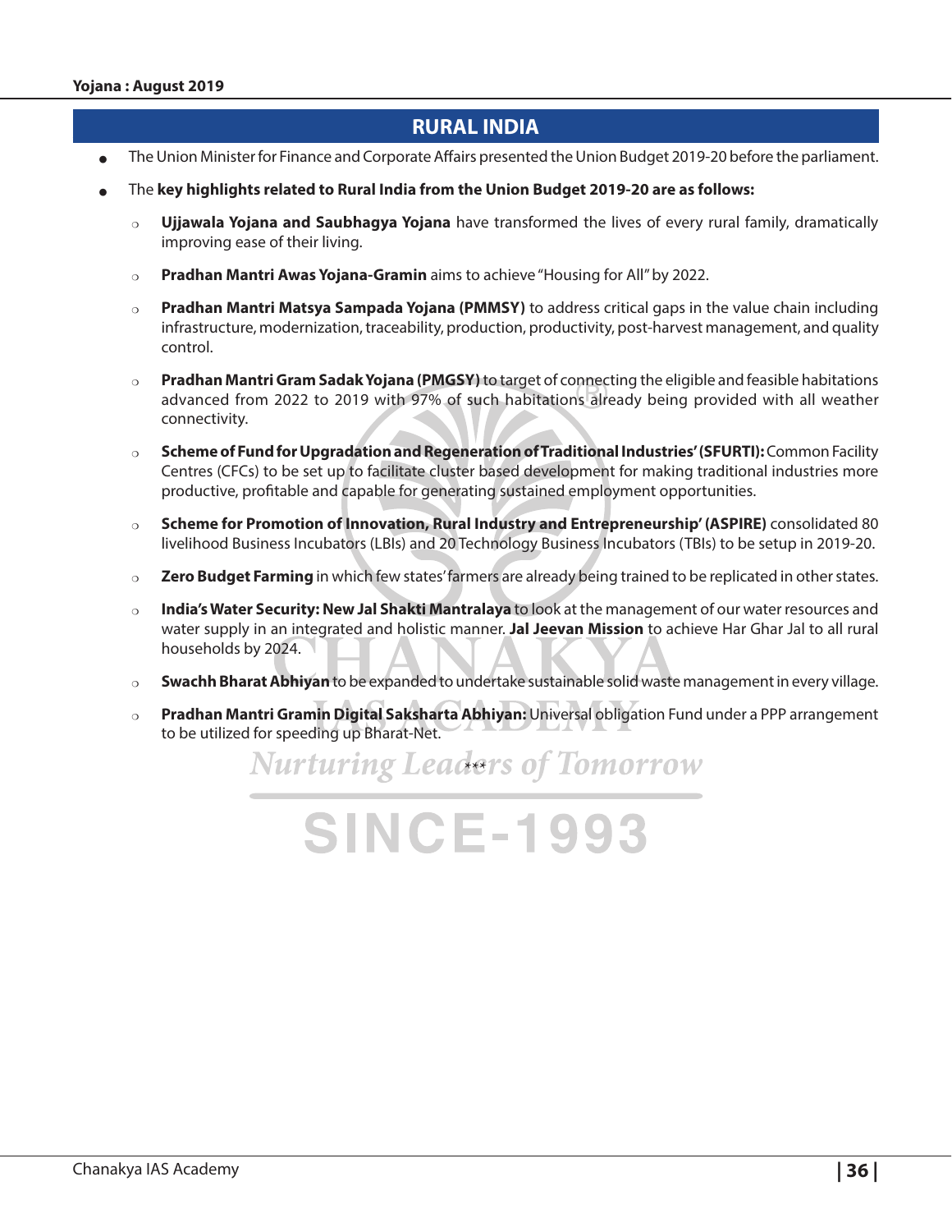## RURAL INDIA

- The Union Minister for Finance and Corporate Affairs presented the Union Budget 2019-20 before the parliament.
- The **key highlights related to Rural India from the Union Budget 2019-20 are as follows:**
  - **Ujjawala Yojana and Saubhagya Yojana** have transformed the lives of every rural family, dramatically improving ease of their living.
  - **Pradhan Mantri Awas Yojana-Gramin** aims to achieve "Housing for All" by 2022.
  - **Pradhan Mantri Matsya Sampada Yojana (PMMSY)** to address critical gaps in the value chain including infrastructure, modernization, traceability, production, productivity, post-harvest management, and quality control.
  - **Pradhan Mantri Gram Sadak Yojana (PMGSY)** to target of connecting the eligible and feasible habitations advanced from 2022 to 2019 with 97% of such habitations already being provided with all weather connectivity.
  - **Scheme of Fund for Upgradation and Regeneration of Traditional Industries' (SFURTI):** Common Facility Centres (CFCs) to be set up to facilitate cluster based development for making traditional industries more productive, profitable and capable for generating sustained employment opportunities.
  - **Scheme for Promotion of Innovation, Rural Industry and Entrepreneurship' (ASPIRE)** consolidated 80 livelihood Business Incubators (LBIs) and 20 Technology Business Incubators (TBIs) to be setup in 2019-20.
  - **Zero Budget Farming** in which few states' farmers are already being trained to be replicated in other states.
  - **India's Water Security: New Jal Shakti Mantralaya** to look at the management of our water resources and water supply in an integrated and holistic manner. **Jal Jeevan Mission** to achieve Har Ghar Jal to all rural households by 2024.
  - **Swachh Bharat Abhiyan** to be expanded to undertake sustainable solid waste management in every village.
  - **Pradhan Mantri Gramin Digital Saksharta Abhiyan:** Universal obligation Fund under a PPP arrangement to be utilized for speeding up Bharat-Net.

***